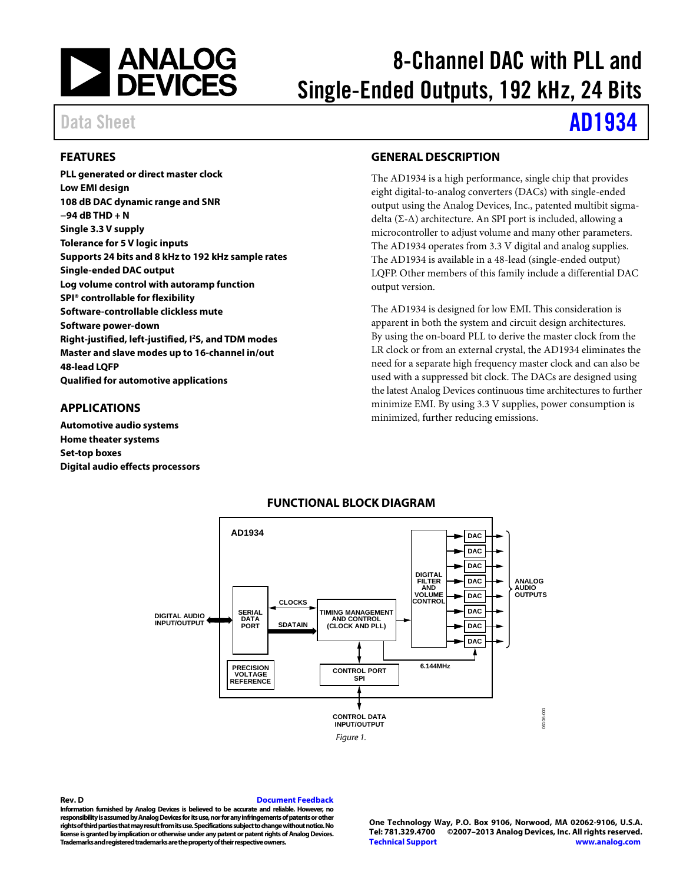# 8-Channel DAC with PLL and Single-Ended Outputs, 192 kHz, 24 Bits

Data Sheet **AD1934**

## FEATURES

**PLL generated or direct master clock**
**Low EMI design**
**108 dB DAC dynamic range and SNR**
**−94 dB THD + N**
**Single 3.3 V supply**
**Tolerance for 5 V logic inputs**
**Supports 24 bits and 8 kHz to 192 kHz sample rates**
**Single-ended DAC output**
**Log volume control with autoramp function**
**SPI® controllable for flexibility**
**Software-controllable clickless mute**
**Software power-down**
**Right-justified, left-justified, I²S, and TDM modes**
**Master and slave modes up to 16-channel in/out**
**48-lead LQFP**
**Qualified for automotive applications**

## APPLICATIONS

**Automotive audio systems**
**Home theater systems**
**Set-top boxes**
**Digital audio effects processors**

## GENERAL DESCRIPTION

The AD1934 is a high performance, single chip that provides eight digital-to-analog converters (DACs) with single-ended output using the Analog Devices, Inc., patented multibit sigma-delta (Σ-Δ) architecture. An SPI port is included, allowing a microcontroller to adjust volume and many other parameters. The AD1934 operates from 3.3 V digital and analog supplies. The AD1934 is available in a 48-lead (single-ended output) LQFP. Other members of this family include a differential DAC output version.

The AD1934 is designed for low EMI. This consideration is apparent in both the system and circuit design architectures. By using the on-board PLL to derive the master clock from the LR clock or from an external crystal, the AD1934 eliminates the need for a separate high frequency master clock and can also be used with a suppressed bit clock. The DACs are designed using the latest Analog Devices continuous time architectures to further minimize EMI. By using 3.3 V supplies, power consumption is minimized, further reducing emissions.

## FUNCTIONAL BLOCK DIAGRAM

AD1934 — DIGITAL AUDIO INPUT/OUTPUT; SERIAL DATA PORT; CLOCKS; SDATAIN; TIMING MANAGEMENT AND CONTROL (CLOCK AND PLL); DIGITAL FILTER AND VOLUME CONTROL; DAC (×8); ANALOG AUDIO OUTPUTS; 6.144MHz; PRECISION VOLTAGE REFERENCE; CONTROL PORT SPI; CONTROL DATA INPUT/OUTPUT

*Figure 1.*

**Rev. D** Document Feedback

**Information furnished by Analog Devices is believed to be accurate and reliable. However, no responsibility is assumed by Analog Devices for its use, nor for any infringements of patents or other rights of third parties that may result from its use. Specifications subject to change without notice. No license is granted by implication or otherwise under any patent or patent rights of Analog Devices. Trademarks and registered trademarks are the property of their respective owners.**

**One Technology Way, P.O. Box 9106, Norwood, MA 02062-9106, U.S.A.**
**Tel: 781.329.4700 ©2007–2013 Analog Devices, Inc. All rights reserved.**
**Technical Support www.analog.com**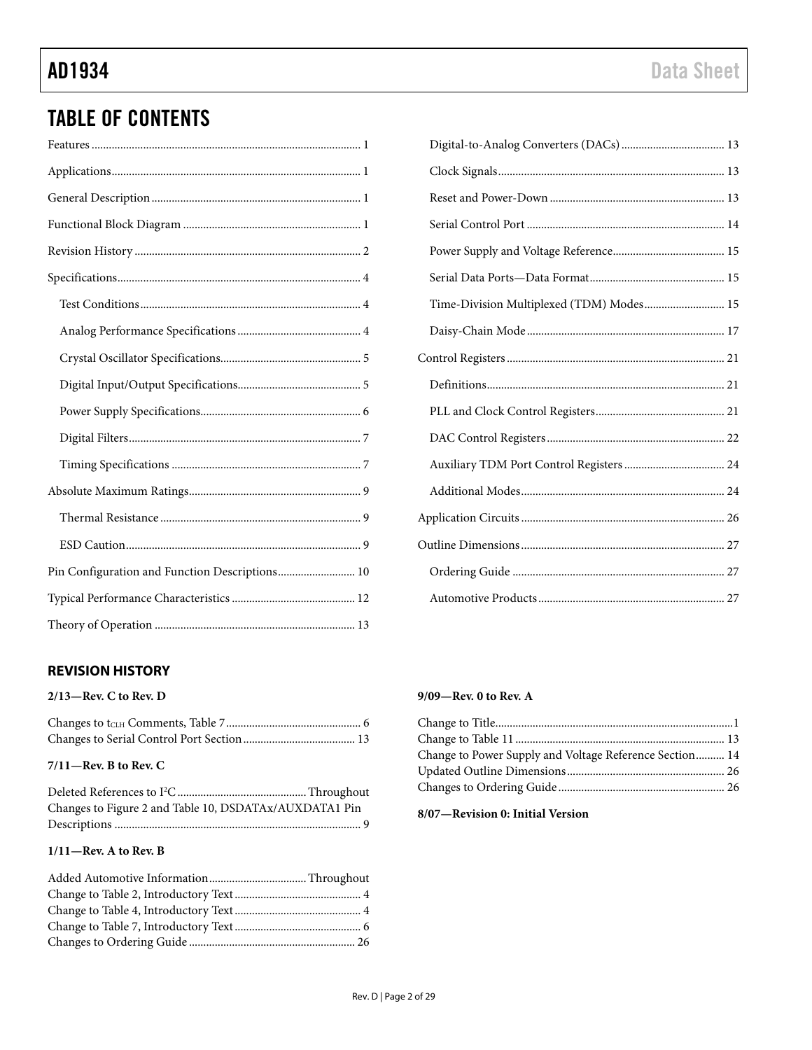## TABLE OF CONTENTS

Features ............ 1
Applications ............ 1
General Description ............ 1
Functional Block Diagram ............ 1
Revision History ............ 2
Specifications ............ 4
  Test Conditions ............ 4
  Analog Performance Specifications ............ 4
  Crystal Oscillator Specifications ............ 5
  Digital Input/Output Specifications ............ 5
  Power Supply Specifications ............ 6
  Digital Filters ............ 7
  Timing Specifications ............ 7
Absolute Maximum Ratings ............ 9
  Thermal Resistance ............ 9
  ESD Caution ............ 9
Pin Configuration and Function Descriptions ............ 10
Typical Performance Characteristics ............ 12
Theory of Operation ............ 13
  Digital-to-Analog Converters (DACs) ............ 13
  Clock Signals ............ 13
  Reset and Power-Down ............ 13
  Serial Control Port ............ 14
  Power Supply and Voltage Reference ............ 15
  Serial Data Ports—Data Format ............ 15
  Time-Division Multiplexed (TDM) Modes ............ 15
  Daisy-Chain Mode ............ 17
Control Registers ............ 21
  Definitions ............ 21
  PLL and Clock Control Registers ............ 21
  DAC Control Registers ............ 22
  Auxiliary TDM Port Control Registers ............ 24
  Additional Modes ............ 24
Application Circuits ............ 26
Outline Dimensions ............ 27
  Ordering Guide ............ 27
  Automotive Products ............ 27

### REVISION HISTORY

**2/13—Rev. C to Rev. D**

Changes to $t_{CLH}$ Comments, Table 7 ............ 6
Changes to Serial Control Port Section ............ 13

**7/11—Rev. B to Rev. C**

Deleted References to I²C ............ Throughout
Changes to Figure 2 and Table 10, DSDATAx/AUXDATA1 Pin Descriptions ............ 9

**1/11—Rev. A to Rev. B**

Added Automotive Information ............ Throughout
Change to Table 2, Introductory Text ............ 4
Change to Table 4, Introductory Text ............ 4
Change to Table 7, Introductory Text ............ 6
Changes to Ordering Guide ............ 26

**9/09—Rev. 0 to Rev. A**

Change to Title ............ 1
Change to Table 11 ............ 13
Change to Power Supply and Voltage Reference Section ............ 14
Updated Outline Dimensions ............ 26
Changes to Ordering Guide ............ 26

**8/07—Revision 0: Initial Version**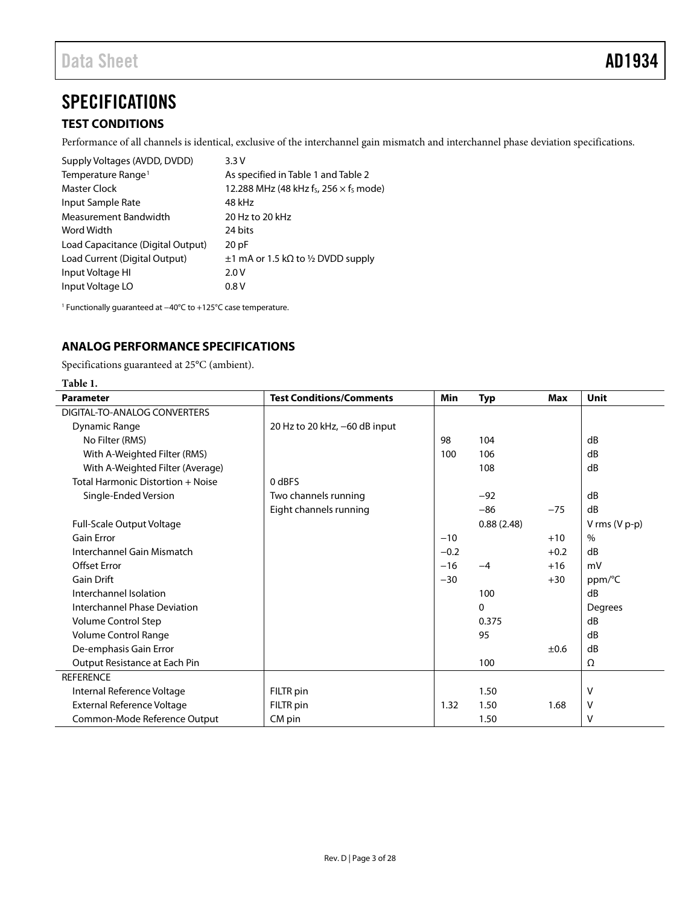# SPECIFICATIONS

## TEST CONDITIONS

Performance of all channels is identical, exclusive of the interchannel gain mismatch and interchannel phase deviation specifications.

| | |
|---|---|
| Supply Voltages (AVDD, DVDD) | 3.3 V |
| Temperature Range[1] | As specified in Table 1 and Table 2 |
| Master Clock | 12.288 MHz (48 kHz $f_S$, 256 × $f_S$ mode) |
| Input Sample Rate | 48 kHz |
| Measurement Bandwidth | 20 Hz to 20 kHz |
| Word Width | 24 bits |
| Load Capacitance (Digital Output) | 20 pF |
| Load Current (Digital Output) | ±1 mA or 1.5 kΩ to ½ DVDD supply |
| Input Voltage HI | 2.0 V |
| Input Voltage LO | 0.8 V |

[1] Functionally guaranteed at −40°C to +125°C case temperature.

## ANALOG PERFORMANCE SPECIFICATIONS

Specifications guaranteed at 25°C (ambient).

**Table 1.**

| Parameter | Test Conditions/Comments | Min | Typ | Max | Unit |
|---|---|---|---|---|---|
| DIGITAL-TO-ANALOG CONVERTERS | | | | | |
| Dynamic Range | 20 Hz to 20 kHz, −60 dB input | | | | |
| No Filter (RMS) | | 98 | 104 | | dB |
| With A-Weighted Filter (RMS) | | 100 | 106 | | dB |
| With A-Weighted Filter (Average) | | | 108 | | dB |
| Total Harmonic Distortion + Noise | 0 dBFS | | | | |
| Single-Ended Version | Two channels running | | −92 | | dB |
| | Eight channels running | | −86 | −75 | dB |
| Full-Scale Output Voltage | | | 0.88 (2.48) | | V rms (V p-p) |
| Gain Error | | −10 | | +10 | % |
| Interchannel Gain Mismatch | | −0.2 | | +0.2 | dB |
| Offset Error | | −16 | −4 | +16 | mV |
| Gain Drift | | −30 | | +30 | ppm/°C |
| Interchannel Isolation | | | 100 | | dB |
| Interchannel Phase Deviation | | | 0 | | Degrees |
| Volume Control Step | | | 0.375 | | dB |
| Volume Control Range | | | 95 | | dB |
| De-emphasis Gain Error | | | | ±0.6 | dB |
| Output Resistance at Each Pin | | | 100 | | Ω |
| REFERENCE | | | | | |
| Internal Reference Voltage | FILTR pin | | 1.50 | | V |
| External Reference Voltage | FILTR pin | 1.32 | 1.50 | 1.68 | V |
| Common-Mode Reference Output | CM pin | | 1.50 | | V |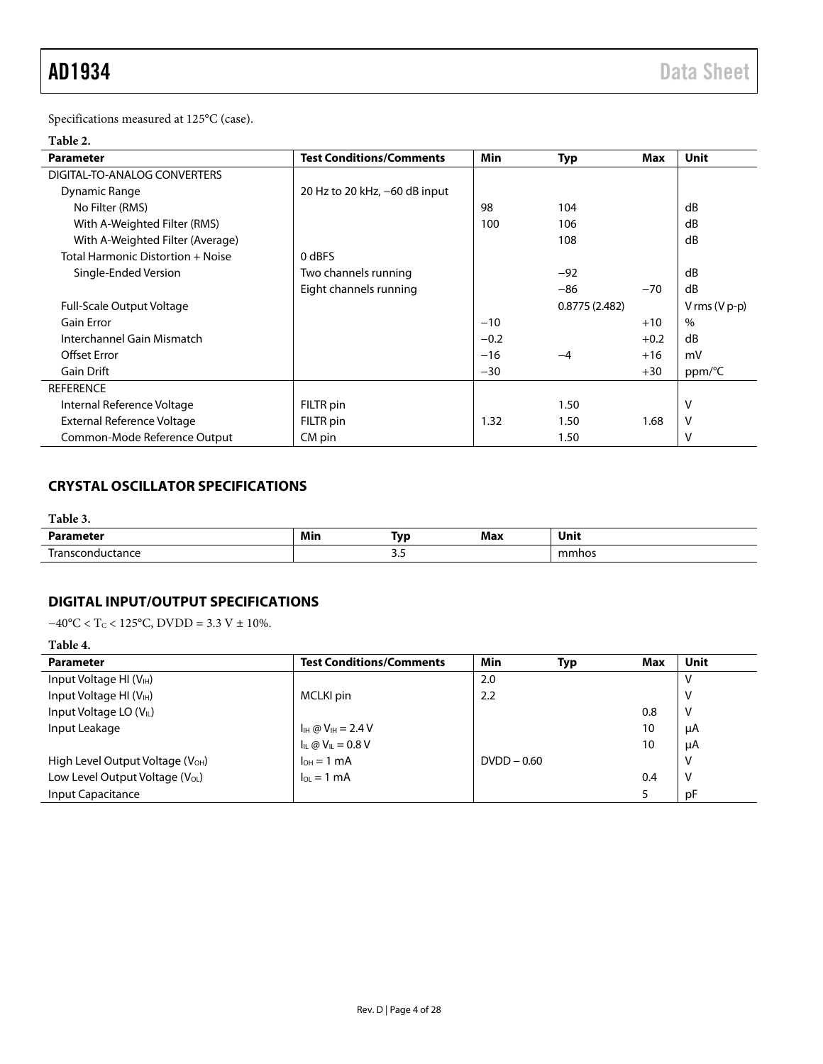Specifications measured at 125°C (case).

**Table 2.**

| Parameter | Test Conditions/Comments | Min | Typ | Max | Unit |
|---|---|---|---|---|---|
| DIGITAL-TO-ANALOG CONVERTERS | | | | | |
| Dynamic Range | 20 Hz to 20 kHz, −60 dB input | | | | |
| No Filter (RMS) | | 98 | 104 | | dB |
| With A-Weighted Filter (RMS) | | 100 | 106 | | dB |
| With A-Weighted Filter (Average) | | | 108 | | dB |
| Total Harmonic Distortion + Noise | 0 dBFS | | | | |
| Single-Ended Version | Two channels running | | −92 | | dB |
| | Eight channels running | | −86 | −70 | dB |
| Full-Scale Output Voltage | | | 0.8775 (2.482) | | V rms (V p-p) |
| Gain Error | | −10 | | +10 | % |
| Interchannel Gain Mismatch | | −0.2 | | +0.2 | dB |
| Offset Error | | −16 | −4 | +16 | mV |
| Gain Drift | | −30 | | +30 | ppm/°C |
| REFERENCE | | | | | |
| Internal Reference Voltage | FILTR pin | | 1.50 | | V |
| External Reference Voltage | FILTR pin | 1.32 | 1.50 | 1.68 | V |
| Common-Mode Reference Output | CM pin | | 1.50 | | V |

## CRYSTAL OSCILLATOR SPECIFICATIONS

**Table 3.**

| Parameter | Min | Typ | Max | Unit |
|---|---|---|---|---|
| Transconductance | | 3.5 | | mmhos |

## DIGITAL INPUT/OUTPUT SPECIFICATIONS

−40°C < $T_C$ < 125°C, DVDD = 3.3 V ± 10%.

**Table 4.**

| Parameter | Test Conditions/Comments | Min | Typ | Max | Unit |
|---|---|---|---|---|---|
| Input Voltage HI ($V_{IH}$) | | 2.0 | | | V |
| Input Voltage HI ($V_{IH}$) | MCLKI pin | 2.2 | | | V |
| Input Voltage LO ($V_{IL}$) | | | | 0.8 | V |
| Input Leakage | $I_{IH}$ @ $V_{IH}$ = 2.4 V | | | 10 | µA |
| | $I_{IL}$ @ $V_{IL}$ = 0.8 V | | | 10 | µA |
| High Level Output Voltage ($V_{OH}$) | $I_{OH}$ = 1 mA | DVDD − 0.60 | | | V |
| Low Level Output Voltage ($V_{OL}$) | $I_{OL}$ = 1 mA | | | 0.4 | V |
| Input Capacitance | | | | 5 | pF |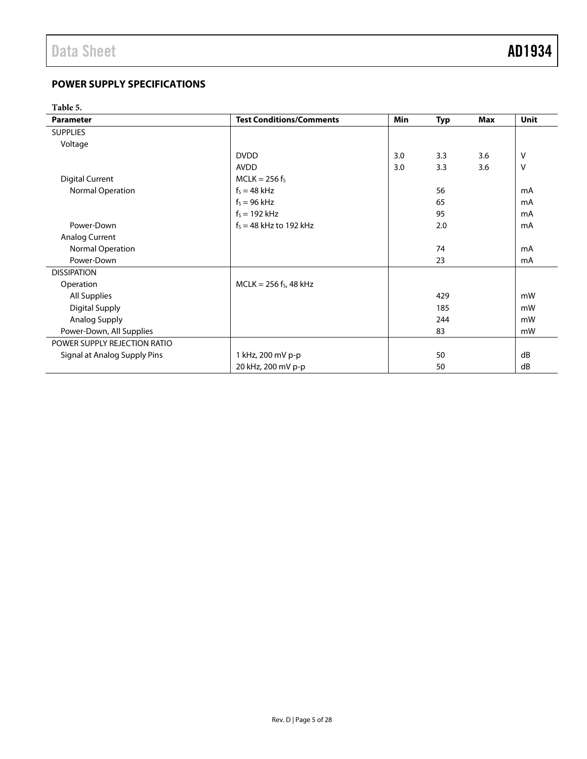## POWER SUPPLY SPECIFICATIONS

**Table 5.**

| Parameter | Test Conditions/Comments | Min | Typ | Max | Unit |
|---|---|---|---|---|---|
| SUPPLIES | | | | | |
| Voltage | | | | | |
| | DVDD | 3.0 | 3.3 | 3.6 | V |
| | AVDD | 3.0 | 3.3 | 3.6 | V |
| Digital Current | MCLK = 256 $f_S$ | | | | |
| Normal Operation | $f_S$ = 48 kHz | | 56 | | mA |
| | $f_S$ = 96 kHz | | 65 | | mA |
| | $f_S$ = 192 kHz | | 95 | | mA |
| Power-Down | $f_S$ = 48 kHz to 192 kHz | | 2.0 | | mA |
| Analog Current | | | | | |
| Normal Operation | | | 74 | | mA |
| Power-Down | | | 23 | | mA |
| DISSIPATION | | | | | |
| Operation | MCLK = 256 $f_S$, 48 kHz | | | | |
| All Supplies | | | 429 | | mW |
| Digital Supply | | | 185 | | mW |
| Analog Supply | | | 244 | | mW |
| Power-Down, All Supplies | | | 83 | | mW |
| POWER SUPPLY REJECTION RATIO | | | | | |
| Signal at Analog Supply Pins | 1 kHz, 200 mV p-p | | 50 | | dB |
| | 20 kHz, 200 mV p-p | | 50 | | dB |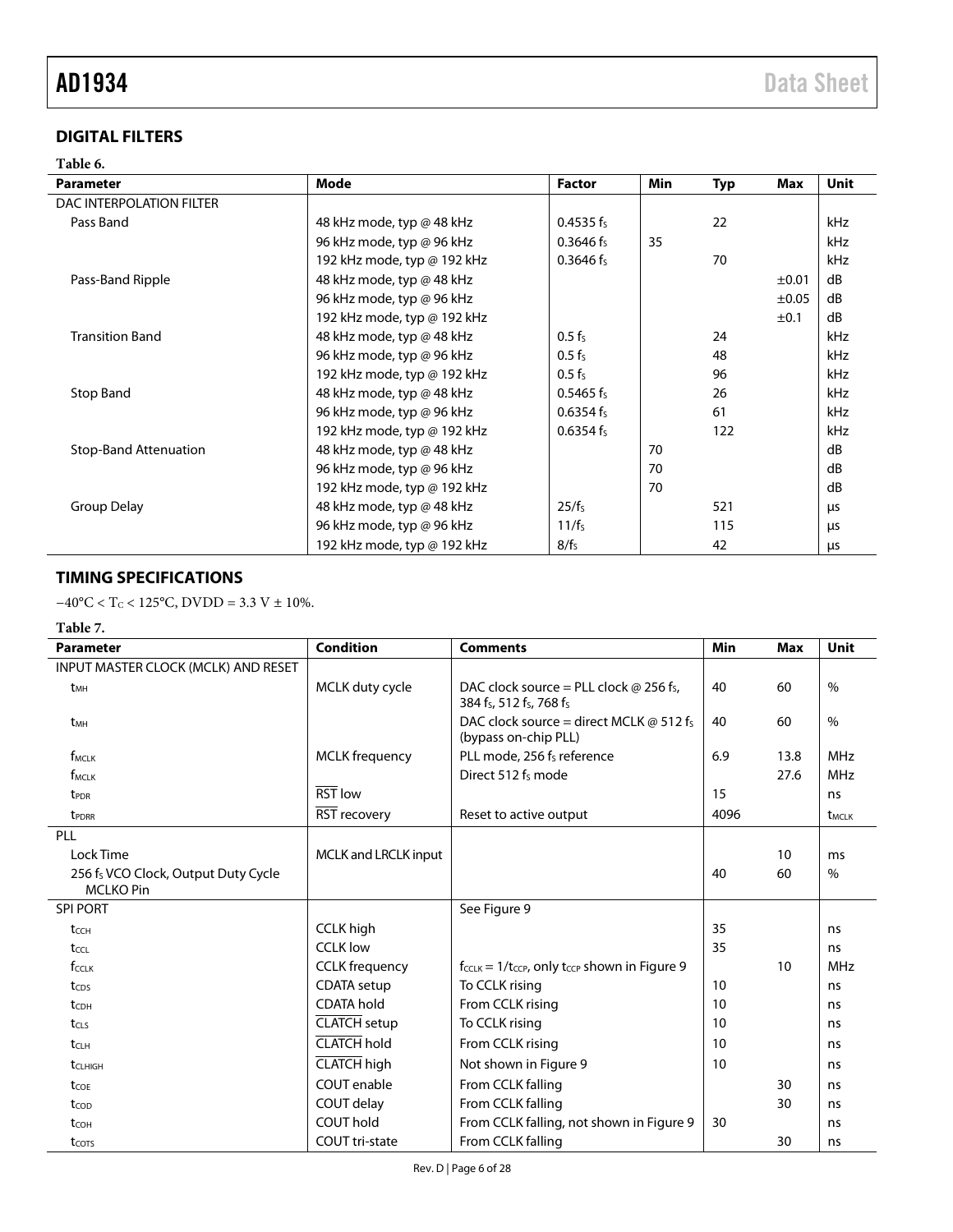## DIGITAL FILTERS

**Table 6.**

| Parameter | Mode | Factor | Min | Typ | Max | Unit |
|---|---|---|---|---|---|---|
| DAC INTERPOLATION FILTER | | | | | | |
| Pass Band | 48 kHz mode, typ @ 48 kHz | $0.4535 f_S$ | | 22 | | kHz |
| | 96 kHz mode, typ @ 96 kHz | $0.3646 f_S$ | 35 | | | kHz |
| | 192 kHz mode, typ @ 192 kHz | $0.3646 f_S$ | | 70 | | kHz |
| Pass-Band Ripple | 48 kHz mode, typ @ 48 kHz | | | | ±0.01 | dB |
| | 96 kHz mode, typ @ 96 kHz | | | | ±0.05 | dB |
| | 192 kHz mode, typ @ 192 kHz | | | | ±0.1 | dB |
| Transition Band | 48 kHz mode, typ @ 48 kHz | $0.5 f_S$ | | 24 | | kHz |
| | 96 kHz mode, typ @ 96 kHz | $0.5 f_S$ | | 48 | | kHz |
| | 192 kHz mode, typ @ 192 kHz | $0.5 f_S$ | | 96 | | kHz |
| Stop Band | 48 kHz mode, typ @ 48 kHz | $0.5465 f_S$ | | 26 | | kHz |
| | 96 kHz mode, typ @ 96 kHz | $0.6354 f_S$ | | 61 | | kHz |
| | 192 kHz mode, typ @ 192 kHz | $0.6354 f_S$ | | 122 | | kHz |
| Stop-Band Attenuation | 48 kHz mode, typ @ 48 kHz | | 70 | | | dB |
| | 96 kHz mode, typ @ 96 kHz | | 70 | | | dB |
| | 192 kHz mode, typ @ 192 kHz | | 70 | | | dB |
| Group Delay | 48 kHz mode, typ @ 48 kHz | $25/f_S$ | | 521 | | μs |
| | 96 kHz mode, typ @ 96 kHz | $11/f_S$ | | 115 | | μs |
| | 192 kHz mode, typ @ 192 kHz | $8/f_S$ | | 42 | | μs |

## TIMING SPECIFICATIONS

$-40°C < T_C < 125°C$, DVDD = 3.3 V ± 10%.

**Table 7.**

| Parameter | Condition | Comments | Min | Max | Unit |
|---|---|---|---|---|---|
| INPUT MASTER CLOCK (MCLK) AND RESET | | | | | |
| $t_{MH}$ | MCLK duty cycle | DAC clock source = PLL clock @ 256 $f_S$, 384 $f_S$, 512 $f_S$, 768 $f_S$ | 40 | 60 | % |
| $t_{MH}$ | | DAC clock source = direct MCLK @ 512 $f_S$ (bypass on-chip PLL) | 40 | 60 | % |
| $f_{MCLK}$ | MCLK frequency | PLL mode, 256 $f_S$ reference | 6.9 | 13.8 | MHz |
| $f_{MCLK}$ | | Direct 512 $f_S$ mode | | 27.6 | MHz |
| $t_{PDR}$ | $\overline{\text{RST}}$ low | | 15 | | ns |
| $t_{PDRR}$ | $\overline{\text{RST}}$ recovery | Reset to active output | 4096 | | $t_{MCLK}$ |
| PLL | | | | | |
| Lock Time | MCLK and LRCLK input | | | 10 | ms |
| 256 $f_S$ VCO Clock, Output Duty Cycle MCLKO Pin | | | 40 | 60 | % |
| SPI PORT | | See Figure 9 | | | |
| $t_{CCH}$ | CCLK high | | 35 | | ns |
| $t_{CCL}$ | CCLK low | | 35 | | ns |
| $f_{CCLK}$ | CCLK frequency | $f_{CCLK} = 1/t_{CCP}$, only $t_{CCP}$ shown in Figure 9 | | 10 | MHz |
| $t_{CDS}$ | CDATA setup | To CCLK rising | 10 | | ns |
| $t_{CDH}$ | CDATA hold | From CCLK rising | 10 | | ns |
| $t_{CLS}$ | $\overline{\text{CLATCH}}$ setup | To CCLK rising | 10 | | ns |
| $t_{CLH}$ | $\overline{\text{CLATCH}}$ hold | From CCLK rising | 10 | | ns |
| $t_{CLHIGH}$ | $\overline{\text{CLATCH}}$ high | Not shown in Figure 9 | 10 | | ns |
| $t_{COE}$ | COUT enable | From CCLK falling | | 30 | ns |
| $t_{COD}$ | COUT delay | From CCLK falling | | 30 | ns |
| $t_{COH}$ | COUT hold | From CCLK falling, not shown in Figure 9 | 30 | | ns |
| $t_{COTS}$ | COUT tri-state | From CCLK falling | | 30 | ns |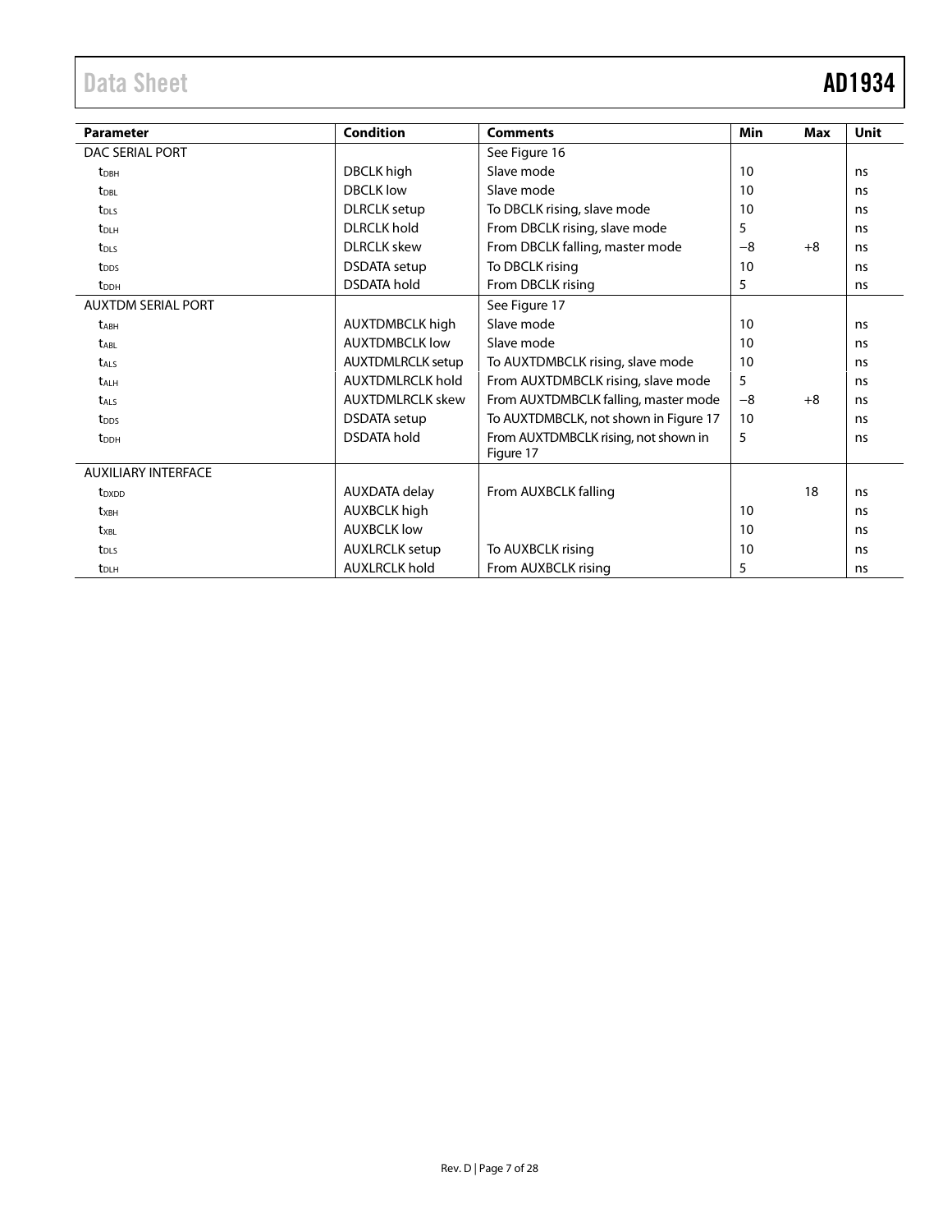| Parameter | Condition | Comments | Min | Max | Unit |
|---|---|---|---|---|---|
| DAC SERIAL PORT | | See Figure 16 | | | |
| $t_{DBH}$ | DBCLK high | Slave mode | 10 | | ns |
| $t_{DBL}$ | DBCLK low | Slave mode | 10 | | ns |
| $t_{DLS}$ | DLRCLK setup | To DBCLK rising, slave mode | 10 | | ns |
| $t_{DLH}$ | DLRCLK hold | From DBCLK rising, slave mode | 5 | | ns |
| $t_{DLS}$ | DLRCLK skew | From DBCLK falling, master mode | −8 | +8 | ns |
| $t_{DDS}$ | DSDATA setup | To DBCLK rising | 10 | | ns |
| $t_{DDH}$ | DSDATA hold | From DBCLK rising | 5 | | ns |
| AUXTDM SERIAL PORT | | See Figure 17 | | | |
| $t_{ABH}$ | AUXTDMBCLK high | Slave mode | 10 | | ns |
| $t_{ABL}$ | AUXTDMBCLK low | Slave mode | 10 | | ns |
| $t_{ALS}$ | AUXTDMLRCLK setup | To AUXTDMBCLK rising, slave mode | 10 | | ns |
| $t_{ALH}$ | AUXTDMLRCLK hold | From AUXTDMBCLK rising, slave mode | 5 | | ns |
| $t_{ALS}$ | AUXTDMLRCLK skew | From AUXTDMBCLK falling, master mode | −8 | +8 | ns |
| $t_{DDS}$ | DSDATA setup | To AUXTDMBCLK, not shown in Figure 17 | 10 | | ns |
| $t_{DDH}$ | DSDATA hold | From AUXTDMBCLK rising, not shown in Figure 17 | 5 | | ns |
| AUXILIARY INTERFACE | | | | | |
| $t_{DXDD}$ | AUXDATA delay | From AUXBCLK falling | | 18 | ns |
| $t_{XBH}$ | AUXBCLK high | | 10 | | ns |
| $t_{XBL}$ | AUXBCLK low | | 10 | | ns |
| $t_{DLS}$ | AUXLRCLK setup | To AUXBCLK rising | 10 | | ns |
| $t_{DLH}$ | AUXLRCLK hold | From AUXBCLK rising | 5 | | ns |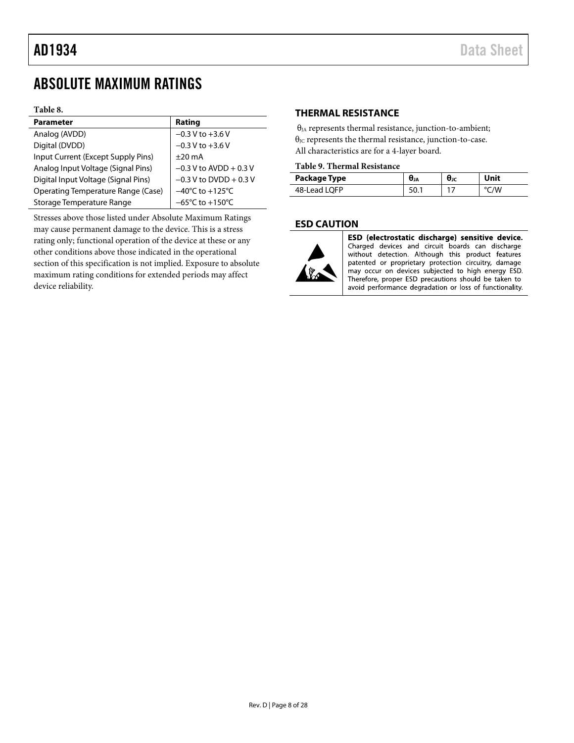# ABSOLUTE MAXIMUM RATINGS

**Table 8.**

| Parameter | Rating |
|---|---|
| Analog (AVDD) | −0.3 V to +3.6 V |
| Digital (DVDD) | −0.3 V to +3.6 V |
| Input Current (Except Supply Pins) | ±20 mA |
| Analog Input Voltage (Signal Pins) | −0.3 V to AVDD + 0.3 V |
| Digital Input Voltage (Signal Pins) | −0.3 V to DVDD + 0.3 V |
| Operating Temperature Range (Case) | −40°C to +125°C |
| Storage Temperature Range | −65°C to +150°C |

Stresses above those listed under Absolute Maximum Ratings may cause permanent damage to the device. This is a stress rating only; functional operation of the device at these or any other conditions above those indicated in the operational section of this specification is not implied. Exposure to absolute maximum rating conditions for extended periods may affect device reliability.

## THERMAL RESISTANCE

$\theta_{JA}$ represents thermal resistance, junction-to-ambient; $\theta_{JC}$ represents the thermal resistance, junction-to-case. All characteristics are for a 4-layer board.

**Table 9. Thermal Resistance**

| Package Type | $\theta_{JA}$ | $\theta_{JC}$ | Unit |
|---|---|---|---|
| 48-Lead LQFP | 50.1 | 17 | °C/W |

## ESD CAUTION

**ESD (electrostatic discharge) sensitive device.** Charged devices and circuit boards can discharge without detection. Although this product features patented or proprietary protection circuitry, damage may occur on devices subjected to high energy ESD. Therefore, proper ESD precautions should be taken to avoid performance degradation or loss of functionality.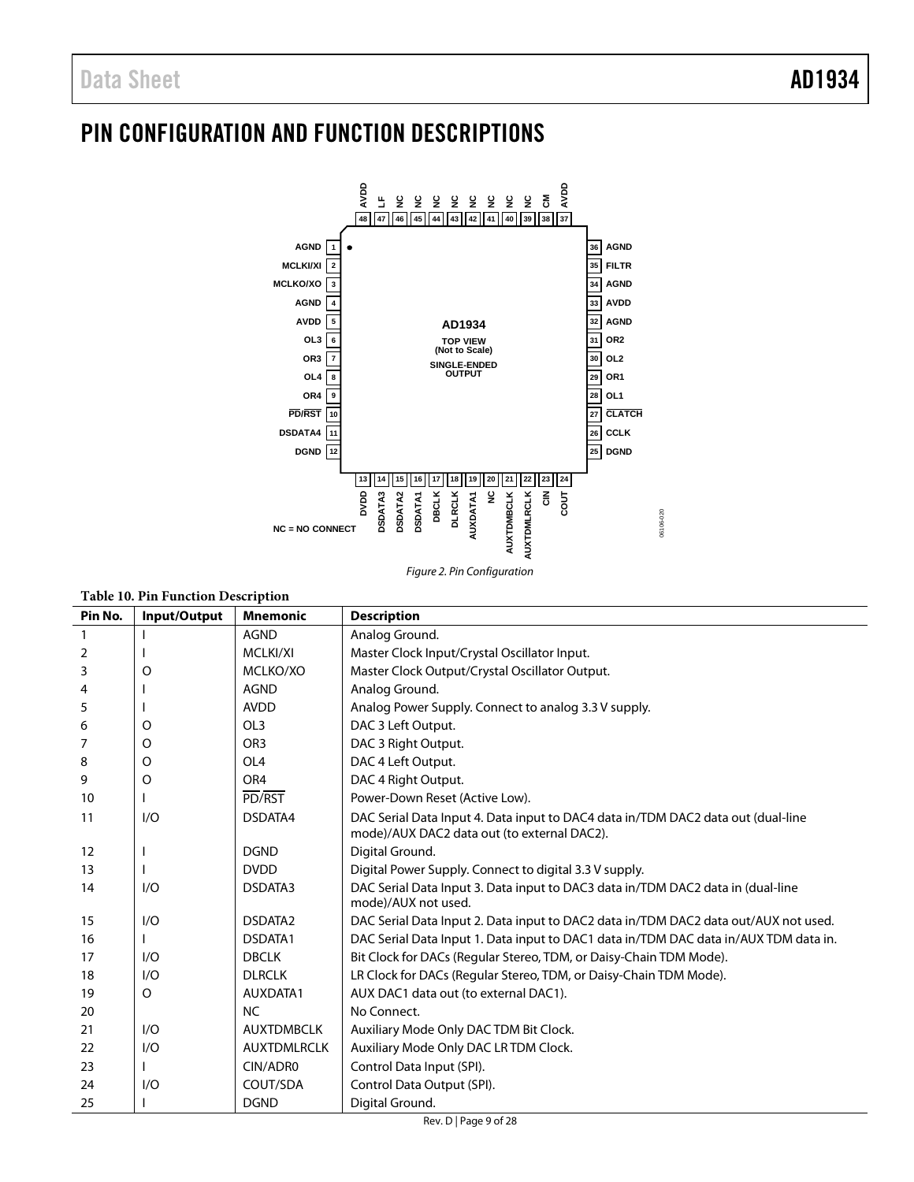# PIN CONFIGURATION AND FUNCTION DESCRIPTIONS

Figure 2. Pin Configuration

**Table 10. Pin Function Description**

| Pin No. | Input/Output | Mnemonic | Description |
|---|---|---|---|
| 1 | I | AGND | Analog Ground. |
| 2 | I | MCLKI/XI | Master Clock Input/Crystal Oscillator Input. |
| 3 | O | MCLKO/XO | Master Clock Output/Crystal Oscillator Output. |
| 4 | I | AGND | Analog Ground. |
| 5 | I | AVDD | Analog Power Supply. Connect to analog 3.3 V supply. |
| 6 | O | OL3 | DAC 3 Left Output. |
| 7 | O | OR3 | DAC 3 Right Output. |
| 8 | O | OL4 | DAC 4 Left Output. |
| 9 | O | OR4 | DAC 4 Right Output. |
| 10 | I | PD/RST | Power-Down Reset (Active Low). |
| 11 | I/O | DSDATA4 | DAC Serial Data Input 4. Data input to DAC4 data in/TDM DAC2 data out (dual-line mode)/AUX DAC2 data out (to external DAC2). |
| 12 | I | DGND | Digital Ground. |
| 13 | I | DVDD | Digital Power Supply. Connect to digital 3.3 V supply. |
| 14 | I/O | DSDATA3 | DAC Serial Data Input 3. Data input to DAC3 data in/TDM DAC2 data in (dual-line mode)/AUX not used. |
| 15 | I/O | DSDATA2 | DAC Serial Data Input 2. Data input to DAC2 data in/TDM DAC2 data out/AUX not used. |
| 16 | I | DSDATA1 | DAC Serial Data Input 1. Data input to DAC1 data in/TDM DAC data in/AUX TDM data in. |
| 17 | I/O | DBCLK | Bit Clock for DACs (Regular Stereo, TDM, or Daisy-Chain TDM Mode). |
| 18 | I/O | DLRCLK | LR Clock for DACs (Regular Stereo, TDM, or Daisy-Chain TDM Mode). |
| 19 | O | AUXDATA1 | AUX DAC1 data out (to external DAC1). |
| 20 | | NC | No Connect. |
| 21 | I/O | AUXTDMBCLK | Auxiliary Mode Only DAC TDM Bit Clock. |
| 22 | I/O | AUXTDMLRCLK | Auxiliary Mode Only DAC LR TDM Clock. |
| 23 | I | CIN/ADR0 | Control Data Input (SPI). |
| 24 | I/O | COUT/SDA | Control Data Output (SPI). |
| 25 | I | DGND | Digital Ground. |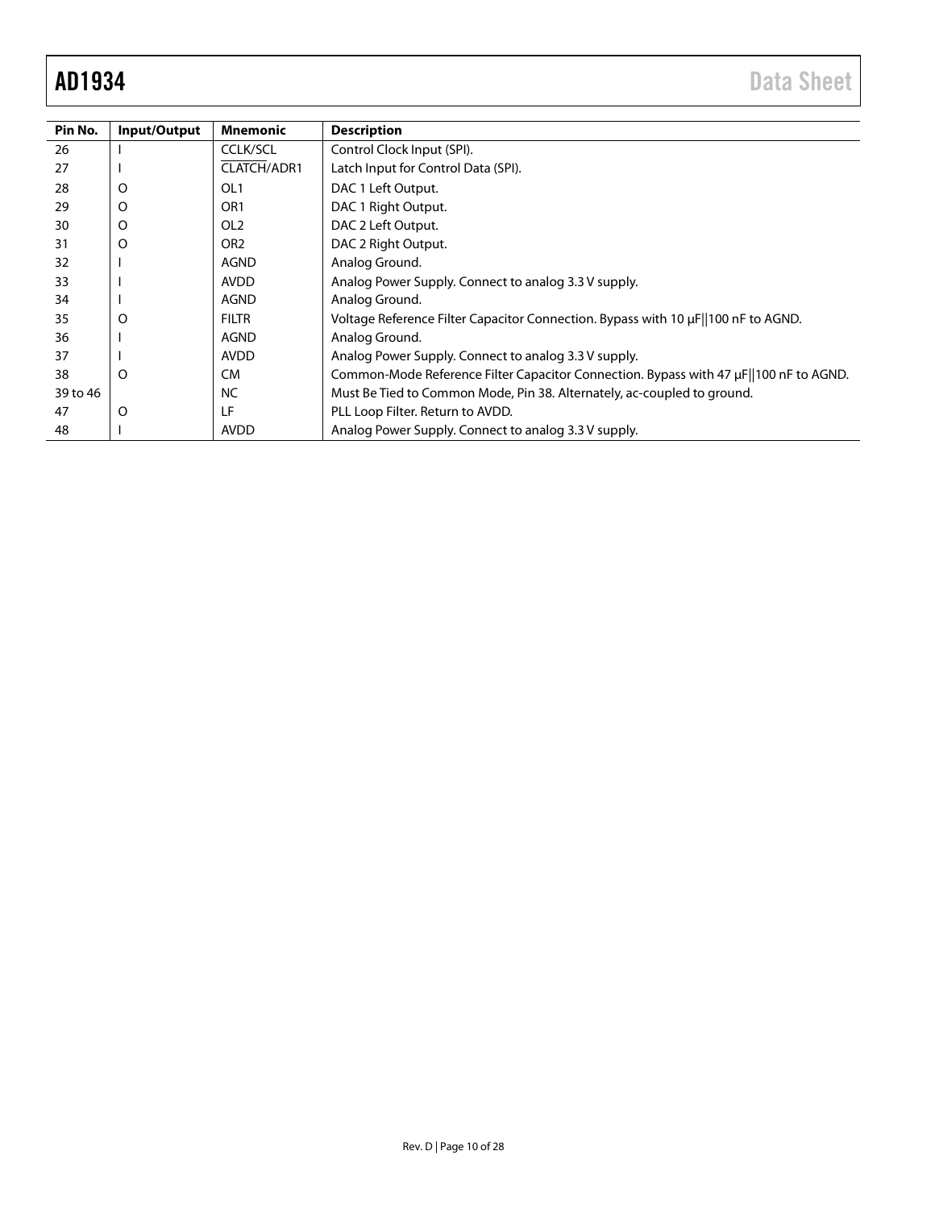| Pin No. | Input/Output | Mnemonic | Description |
|---|---|---|---|
| 26 | I | CCLK/SCL | Control Clock Input (SPI). |
| 27 | I | CLATCH/ADR1 | Latch Input for Control Data (SPI). |
| 28 | O | OL1 | DAC 1 Left Output. |
| 29 | O | OR1 | DAC 1 Right Output. |
| 30 | O | OL2 | DAC 2 Left Output. |
| 31 | O | OR2 | DAC 2 Right Output. |
| 32 | I | AGND | Analog Ground. |
| 33 | I | AVDD | Analog Power Supply. Connect to analog 3.3 V supply. |
| 34 | I | AGND | Analog Ground. |
| 35 | O | FILTR | Voltage Reference Filter Capacitor Connection. Bypass with 10 μF‖100 nF to AGND. |
| 36 | I | AGND | Analog Ground. |
| 37 | I | AVDD | Analog Power Supply. Connect to analog 3.3 V supply. |
| 38 | O | CM | Common-Mode Reference Filter Capacitor Connection. Bypass with 47 μF‖100 nF to AGND. |
| 39 to 46 | | NC | Must Be Tied to Common Mode, Pin 38. Alternately, ac-coupled to ground. |
| 47 | O | LF | PLL Loop Filter. Return to AVDD. |
| 48 | I | AVDD | Analog Power Supply. Connect to analog 3.3 V supply. |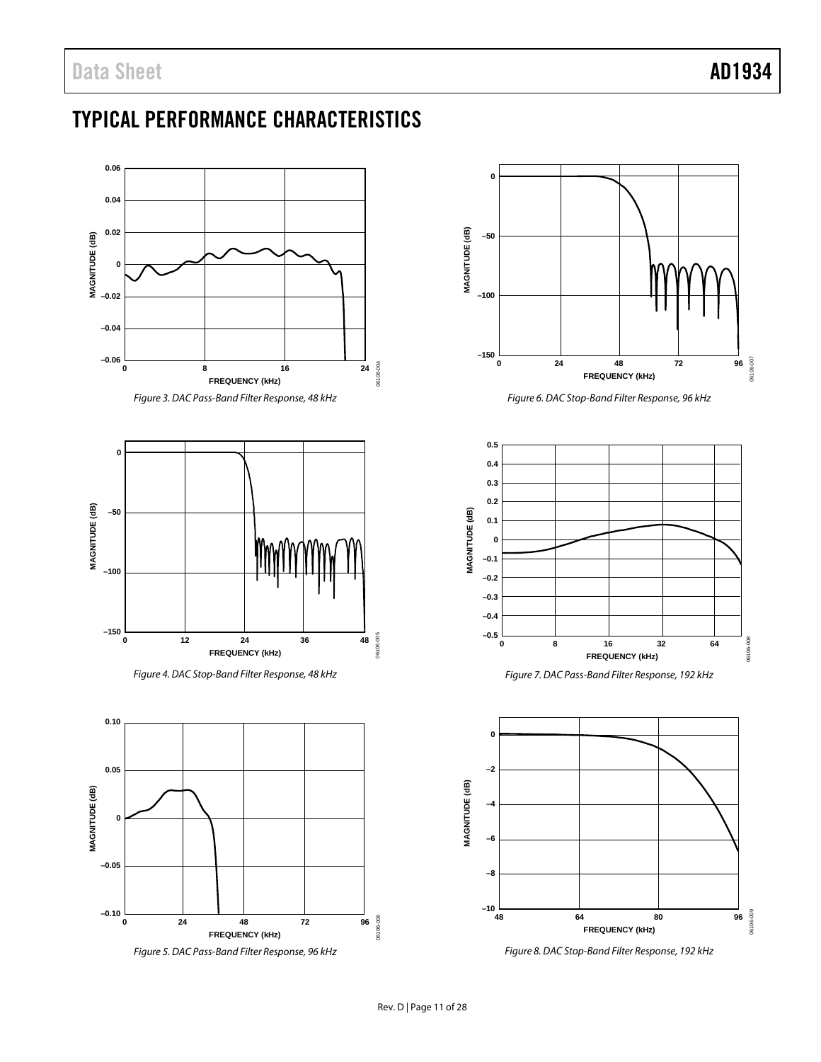## TYPICAL PERFORMANCE CHARACTERISTICS

Figure 3. DAC Pass-Band Filter Response, 48 kHz

Figure 4. DAC Stop-Band Filter Response, 48 kHz

Figure 5. DAC Pass-Band Filter Response, 96 kHz

Figure 6. DAC Stop-Band Filter Response, 96 kHz

Figure 7. DAC Pass-Band Filter Response, 192 kHz

Figure 8. DAC Stop-Band Filter Response, 192 kHz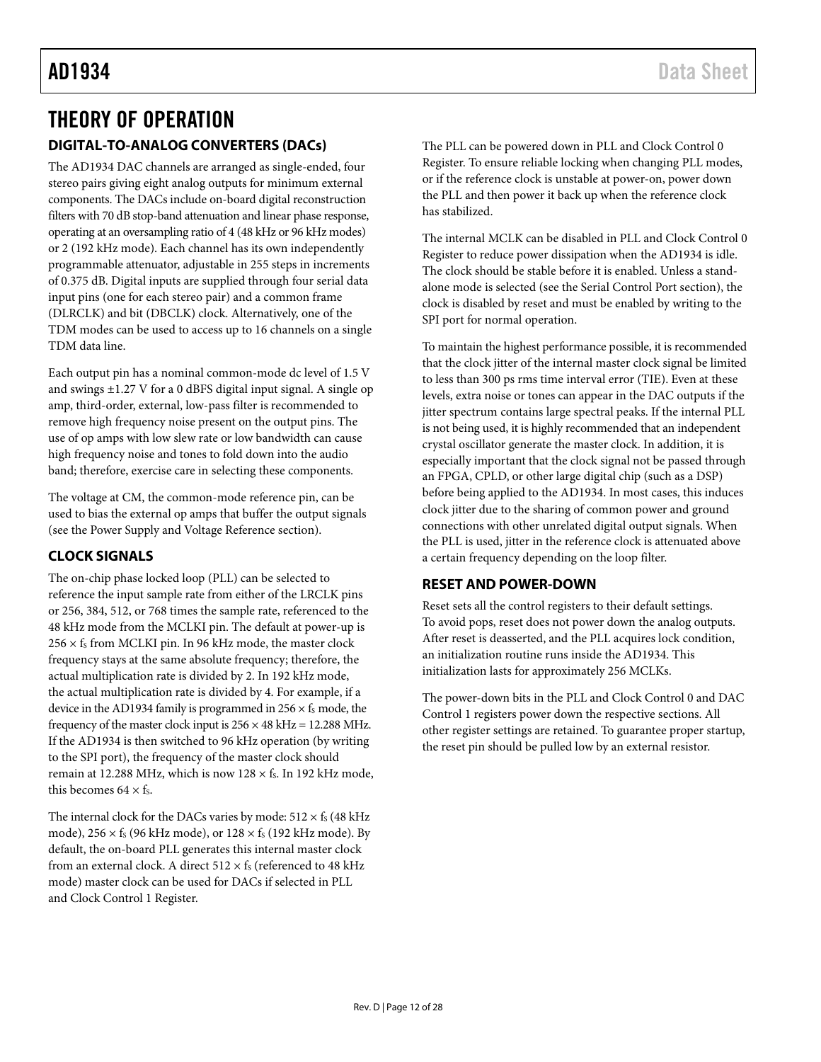# THEORY OF OPERATION

## DIGITAL-TO-ANALOG CONVERTERS (DACs)

The AD1934 DAC channels are arranged as single-ended, four stereo pairs giving eight analog outputs for minimum external components. The DACs include on-board digital reconstruction filters with 70 dB stop-band attenuation and linear phase response, operating at an oversampling ratio of 4 (48 kHz or 96 kHz modes) or 2 (192 kHz mode). Each channel has its own independently programmable attenuator, adjustable in 255 steps in increments of 0.375 dB. Digital inputs are supplied through four serial data input pins (one for each stereo pair) and a common frame (DLRCLK) and bit (DBCLK) clock. Alternatively, one of the TDM modes can be used to access up to 16 channels on a single TDM data line.

Each output pin has a nominal common-mode dc level of 1.5 V and swings ±1.27 V for a 0 dBFS digital input signal. A single op amp, third-order, external, low-pass filter is recommended to remove high frequency noise present on the output pins. The use of op amps with low slew rate or low bandwidth can cause high frequency noise and tones to fold down into the audio band; therefore, exercise care in selecting these components.

The voltage at CM, the common-mode reference pin, can be used to bias the external op amps that buffer the output signals (see the Power Supply and Voltage Reference section).

## CLOCK SIGNALS

The on-chip phase locked loop (PLL) can be selected to reference the input sample rate from either of the LRCLK pins or 256, 384, 512, or 768 times the sample rate, referenced to the 48 kHz mode from the MCLKI pin. The default at power-up is $256 \times f_S$ from MCLKI pin. In 96 kHz mode, the master clock frequency stays at the same absolute frequency; therefore, the actual multiplication rate is divided by 2. In 192 kHz mode, the actual multiplication rate is divided by 4. For example, if a device in the AD1934 family is programmed in $256 \times f_S$ mode, the frequency of the master clock input is $256 \times 48$ kHz = 12.288 MHz. If the AD1934 is then switched to 96 kHz operation (by writing to the SPI port), the frequency of the master clock should remain at 12.288 MHz, which is now $128 \times f_S$. In 192 kHz mode, this becomes $64 \times f_S$.

The internal clock for the DACs varies by mode: $512 \times f_S$ (48 kHz mode), $256 \times f_S$ (96 kHz mode), or $128 \times f_S$ (192 kHz mode). By default, the on-board PLL generates this internal master clock from an external clock. A direct $512 \times f_S$ (referenced to 48 kHz mode) master clock can be used for DACs if selected in PLL and Clock Control 1 Register.

The PLL can be powered down in PLL and Clock Control 0 Register. To ensure reliable locking when changing PLL modes, or if the reference clock is unstable at power-on, power down the PLL and then power it back up when the reference clock has stabilized.

The internal MCLK can be disabled in PLL and Clock Control 0 Register to reduce power dissipation when the AD1934 is idle. The clock should be stable before it is enabled. Unless a stand-alone mode is selected (see the Serial Control Port section), the clock is disabled by reset and must be enabled by writing to the SPI port for normal operation.

To maintain the highest performance possible, it is recommended that the clock jitter of the internal master clock signal be limited to less than 300 ps rms time interval error (TIE). Even at these levels, extra noise or tones can appear in the DAC outputs if the jitter spectrum contains large spectral peaks. If the internal PLL is not being used, it is highly recommended that an independent crystal oscillator generate the master clock. In addition, it is especially important that the clock signal not be passed through an FPGA, CPLD, or other large digital chip (such as a DSP) before being applied to the AD1934. In most cases, this induces clock jitter due to the sharing of common power and ground connections with other unrelated digital output signals. When the PLL is used, jitter in the reference clock is attenuated above a certain frequency depending on the loop filter.

## RESET AND POWER-DOWN

Reset sets all the control registers to their default settings. To avoid pops, reset does not power down the analog outputs. After reset is deasserted, and the PLL acquires lock condition, an initialization routine runs inside the AD1934. This initialization lasts for approximately 256 MCLKs.

The power-down bits in the PLL and Clock Control 0 and DAC Control 1 registers power down the respective sections. All other register settings are retained. To guarantee proper startup, the reset pin should be pulled low by an external resistor.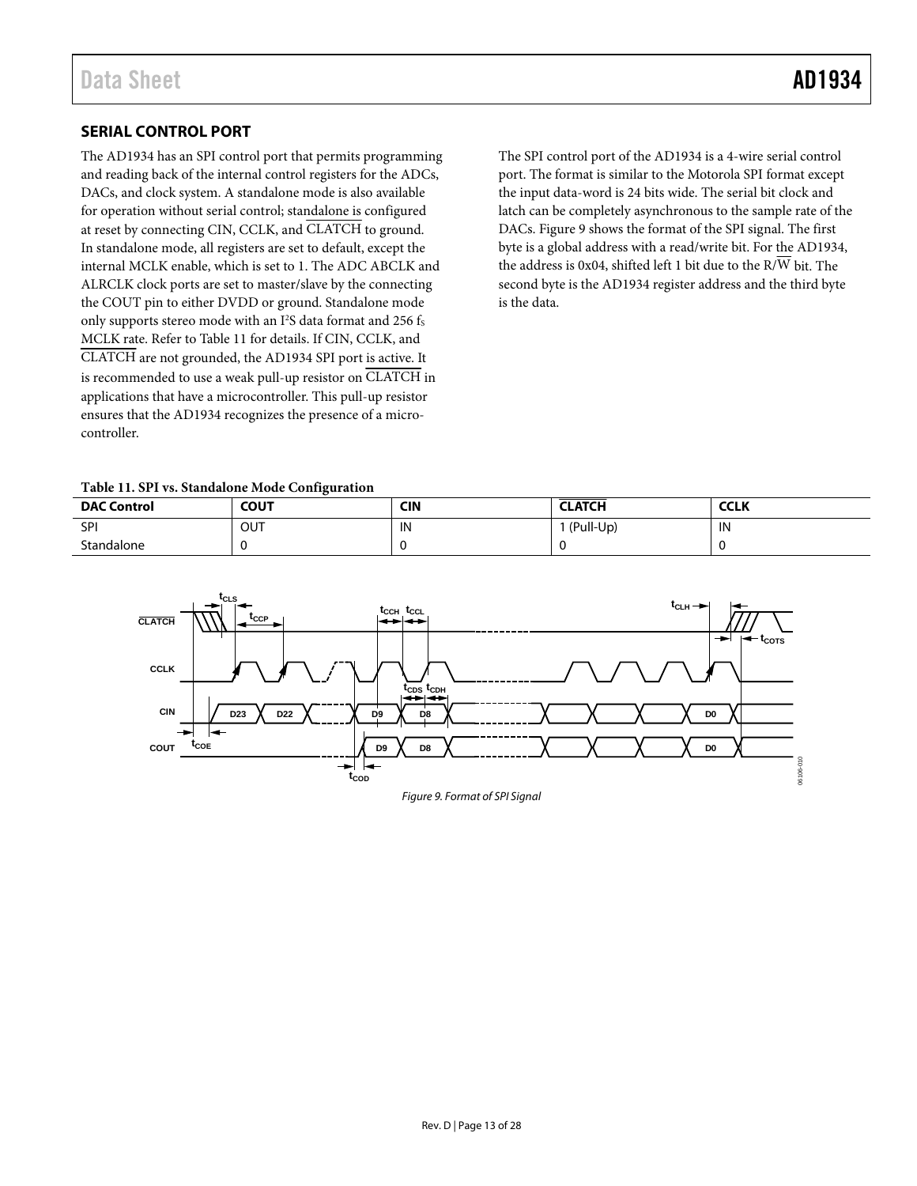## SERIAL CONTROL PORT

The AD1934 has an SPI control port that permits programming and reading back of the internal control registers for the ADCs, DACs, and clock system. A standalone mode is also available for operation without serial control; standalone is configured at reset by connecting CIN, CCLK, and $\overline{\text{CLATCH}}$ to ground. In standalone mode, all registers are set to default, except the internal MCLK enable, which is set to 1. The ADC ABCLK and ALRCLK clock ports are set to master/slave by the connecting the COUT pin to either DVDD or ground. Standalone mode only supports stereo mode with an I²S data format and 256 $f_S$ MCLK rate. Refer to Table 11 for details. If CIN, CCLK, and $\overline{\text{CLATCH}}$ are not grounded, the AD1934 SPI port is active. It is recommended to use a weak pull-up resistor on $\overline{\text{CLATCH}}$ in applications that have a microcontroller. This pull-up resistor ensures that the AD1934 recognizes the presence of a microcontroller.

The SPI control port of the AD1934 is a 4-wire serial control port. The format is similar to the Motorola SPI format except the input data-word is 24 bits wide. The serial bit clock and latch can be completely asynchronous to the sample rate of the DACs. Figure 9 shows the format of the SPI signal. The first byte is a global address with a read/write bit. For the AD1934, the address is 0x04, shifted left 1 bit due to the R/$\overline{\text{W}}$ bit. The second byte is the AD1934 register address and the third byte is the data.

**Table 11. SPI vs. Standalone Mode Configuration**

| DAC Control | COUT | CIN | $\overline{\text{CLATCH}}$ | CCLK |
|---|---|---|---|---|
| SPI | OUT | IN | 1 (Pull-Up) | IN |
| Standalone | 0 | 0 | 0 | 0 |

*Figure 9. Format of SPI Signal*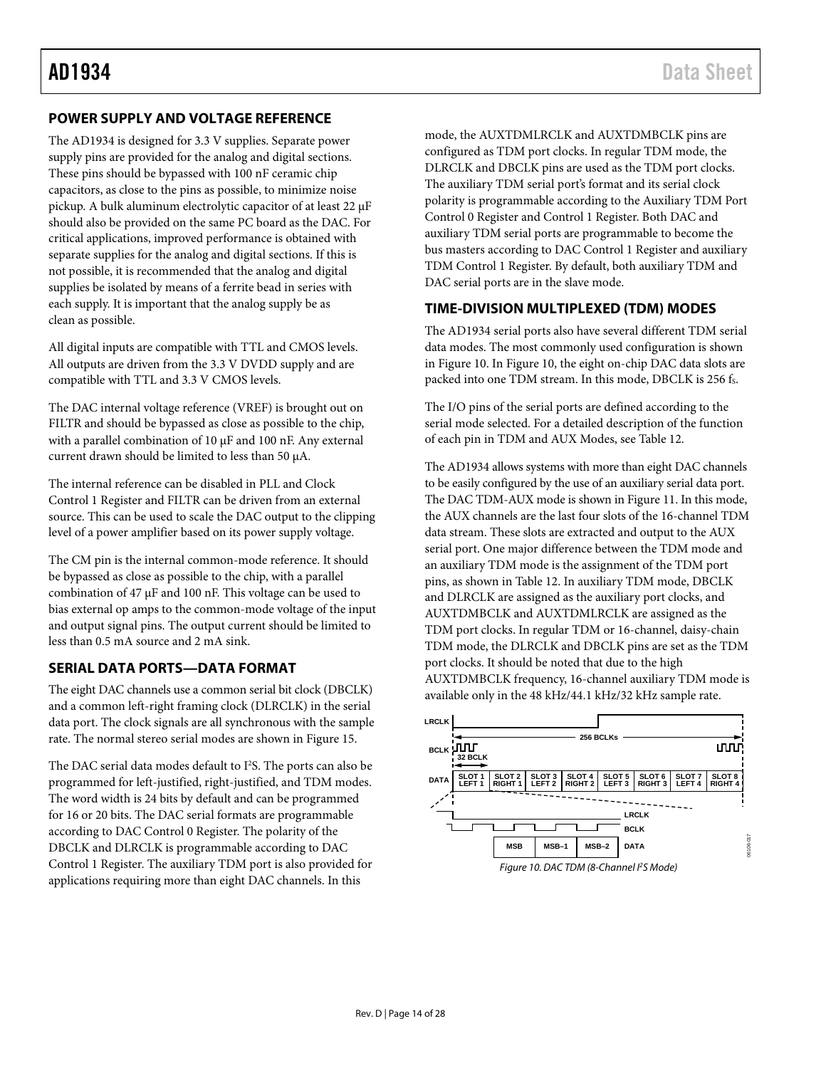## POWER SUPPLY AND VOLTAGE REFERENCE

The AD1934 is designed for 3.3 V supplies. Separate power supply pins are provided for the analog and digital sections. These pins should be bypassed with 100 nF ceramic chip capacitors, as close to the pins as possible, to minimize noise pickup. A bulk aluminum electrolytic capacitor of at least 22 µF should also be provided on the same PC board as the DAC. For critical applications, improved performance is obtained with separate supplies for the analog and digital sections. If this is not possible, it is recommended that the analog and digital supplies be isolated by means of a ferrite bead in series with each supply. It is important that the analog supply be as clean as possible.

All digital inputs are compatible with TTL and CMOS levels. All outputs are driven from the 3.3 V DVDD supply and are compatible with TTL and 3.3 V CMOS levels.

The DAC internal voltage reference (VREF) is brought out on FILTR and should be bypassed as close as possible to the chip, with a parallel combination of 10 µF and 100 nF. Any external current drawn should be limited to less than 50 µA.

The internal reference can be disabled in PLL and Clock Control 1 Register and FILTR can be driven from an external source. This can be used to scale the DAC output to the clipping level of a power amplifier based on its power supply voltage.

The CM pin is the internal common-mode reference. It should be bypassed as close as possible to the chip, with a parallel combination of 47 µF and 100 nF. This voltage can be used to bias external op amps to the common-mode voltage of the input and output signal pins. The output current should be limited to less than 0.5 mA source and 2 mA sink.

## SERIAL DATA PORTS—DATA FORMAT

The eight DAC channels use a common serial bit clock (DBCLK) and a common left-right framing clock (DLRCLK) in the serial data port. The clock signals are all synchronous with the sample rate. The normal stereo serial modes are shown in Figure 15.

The DAC serial data modes default to I²S. The ports can also be programmed for left-justified, right-justified, and TDM modes. The word width is 24 bits by default and can be programmed for 16 or 20 bits. The DAC serial formats are programmable according to DAC Control 0 Register. The polarity of the DBCLK and DLRCLK is programmable according to DAC Control 1 Register. The auxiliary TDM port is also provided for applications requiring more than eight DAC channels. In this mode, the AUXTDMLRCLK and AUXTDMBCLK pins are configured as TDM port clocks. In regular TDM mode, the DLRCLK and DBCLK pins are used as the TDM port clocks. The auxiliary TDM serial port's format and its serial clock polarity is programmable according to the Auxiliary TDM Port Control 0 Register and Control 1 Register. Both DAC and auxiliary TDM serial ports are programmable to become the bus masters according to DAC Control 1 Register and auxiliary TDM Control 1 Register. By default, both auxiliary TDM and DAC serial ports are in the slave mode.

## TIME-DIVISION MULTIPLEXED (TDM) MODES

The AD1934 serial ports also have several different TDM serial data modes. The most commonly used configuration is shown in Figure 10. In Figure 10, the eight on-chip DAC data slots are packed into one TDM stream. In this mode, DBCLK is 256 $f_S$.

The I/O pins of the serial ports are defined according to the serial mode selected. For a detailed description of the function of each pin in TDM and AUX Modes, see Table 12.

The AD1934 allows systems with more than eight DAC channels to be easily configured by the use of an auxiliary serial data port. The DAC TDM-AUX mode is shown in Figure 11. In this mode, the AUX channels are the last four slots of the 16-channel TDM data stream. These slots are extracted and output to the AUX serial port. One major difference between the TDM mode and an auxiliary TDM mode is the assignment of the TDM port pins, as shown in Table 12. In auxiliary TDM mode, DBCLK and DLRCLK are assigned as the auxiliary port clocks, and AUXTDMBCLK and AUXTDMLRCLK are assigned as the TDM port clocks. In regular TDM or 16-channel, daisy-chain TDM mode, the DLRCLK and DBCLK pins are set as the TDM port clocks. It should be noted that due to the high AUXTDMBCLK frequency, 16-channel auxiliary TDM mode is available only in the 48 kHz/44.1 kHz/32 kHz sample rate.

*Figure 10. DAC TDM (8-Channel I²S Mode)*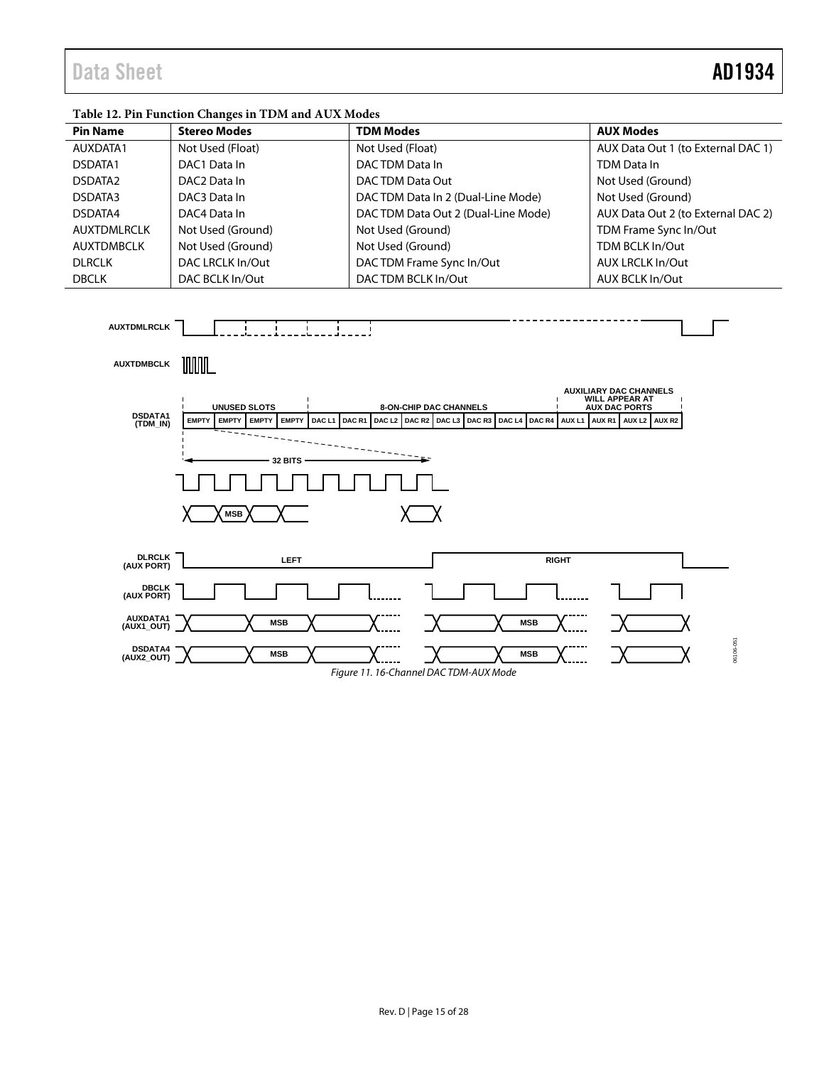**Table 12. Pin Function Changes in TDM and AUX Modes**

| Pin Name | Stereo Modes | TDM Modes | AUX Modes |
|---|---|---|---|
| AUXDATA1 | Not Used (Float) | Not Used (Float) | AUX Data Out 1 (to External DAC 1) |
| DSDATA1 | DAC1 Data In | DAC TDM Data In | TDM Data In |
| DSDATA2 | DAC2 Data In | DAC TDM Data Out | Not Used (Ground) |
| DSDATA3 | DAC3 Data In | DAC TDM Data In 2 (Dual-Line Mode) | Not Used (Ground) |
| DSDATA4 | DAC4 Data In | DAC TDM Data Out 2 (Dual-Line Mode) | AUX Data Out 2 (to External DAC 2) |
| AUXTDMLRCLK | Not Used (Ground) | Not Used (Ground) | TDM Frame Sync In/Out |
| AUXTDMBCLK | Not Used (Ground) | Not Used (Ground) | TDM BCLK In/Out |
| DLRCLK | DAC LRCLK In/Out | DAC TDM Frame Sync In/Out | AUX LRCLK In/Out |
| DBCLK | DAC BCLK In/Out | DAC TDM BCLK In/Out | AUX BCLK In/Out |

*Figure 11. 16-Channel DAC TDM-AUX Mode*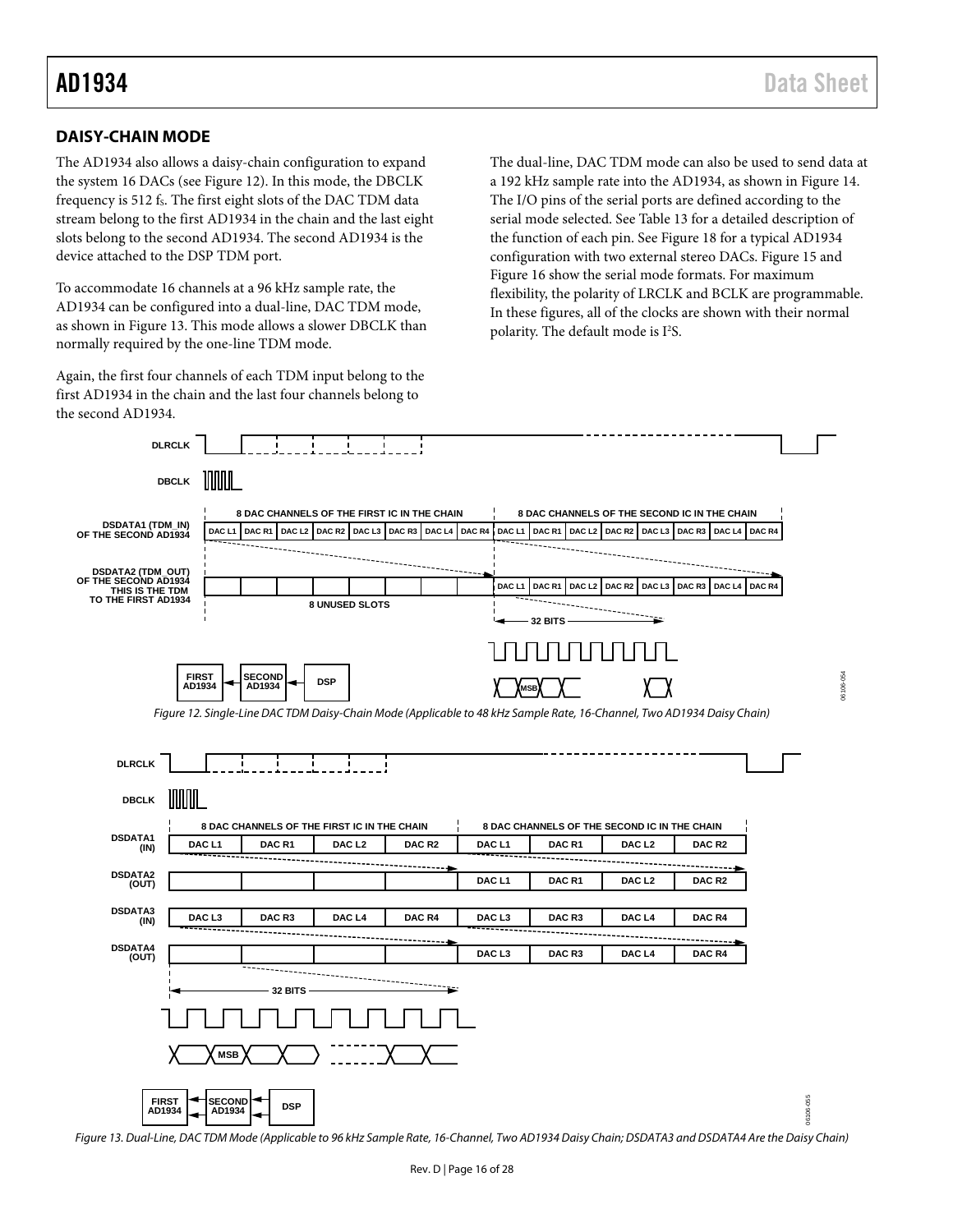## DAISY-CHAIN MODE

The AD1934 also allows a daisy-chain configuration to expand the system 16 DACs (see Figure 12). In this mode, the DBCLK frequency is 512 $f_S$. The first eight slots of the DAC TDM data stream belong to the first AD1934 in the chain and the last eight slots belong to the second AD1934. The second AD1934 is the device attached to the DSP TDM port.

To accommodate 16 channels at a 96 kHz sample rate, the AD1934 can be configured into a dual-line, DAC TDM mode, as shown in Figure 13. This mode allows a slower DBCLK than normally required by the one-line TDM mode.

Again, the first four channels of each TDM input belong to the first AD1934 in the chain and the last four channels belong to the second AD1934.

The dual-line, DAC TDM mode can also be used to send data at a 192 kHz sample rate into the AD1934, as shown in Figure 14. The I/O pins of the serial ports are defined according to the serial mode selected. See Table 13 for a detailed description of the function of each pin. See Figure 18 for a typical AD1934 configuration with two external stereo DACs. Figure 15 and Figure 16 show the serial mode formats. For maximum flexibility, the polarity of LRCLK and BCLK are programmable. In these figures, all of the clocks are shown with their normal polarity. The default mode is I²S.

*Figure 12. Single-Line DAC TDM Daisy-Chain Mode (Applicable to 48 kHz Sample Rate, 16-Channel, Two AD1934 Daisy Chain)*

*Figure 13. Dual-Line, DAC TDM Mode (Applicable to 96 kHz Sample Rate, 16-Channel, Two AD1934 Daisy Chain; DSDATA3 and DSDATA4 Are the Daisy Chain)*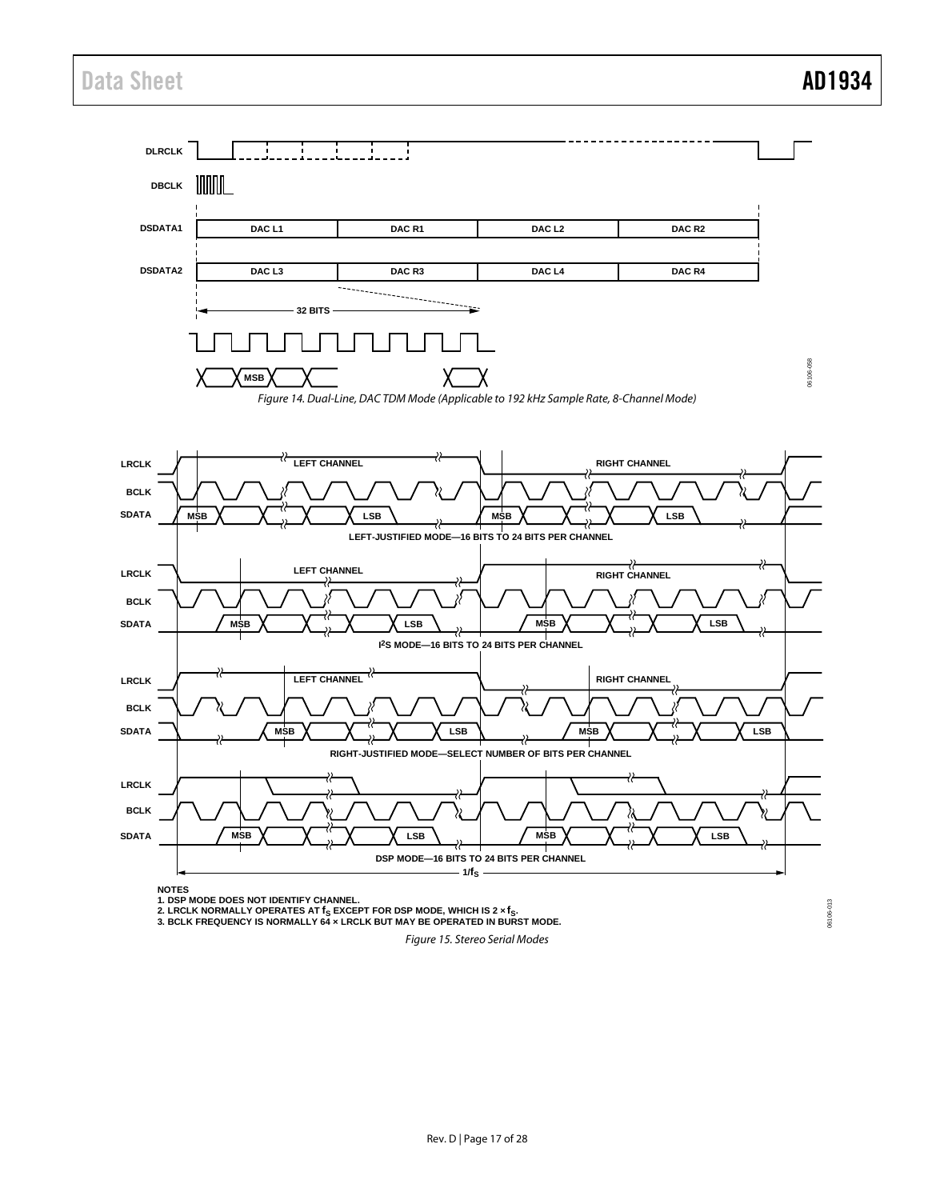Figure 14. Dual-Line, DAC TDM Mode (Applicable to 192 kHz Sample Rate, 8-Channel Mode)

NOTES
1. DSP MODE DOES NOT IDENTIFY CHANNEL.
2. LRCLK NORMALLY OPERATES AT $f_S$ EXCEPT FOR DSP MODE, WHICH IS 2 × $f_S$.
3. BCLK FREQUENCY IS NORMALLY 64 × LRCLK BUT MAY BE OPERATED IN BURST MODE.

Figure 15. Stereo Serial Modes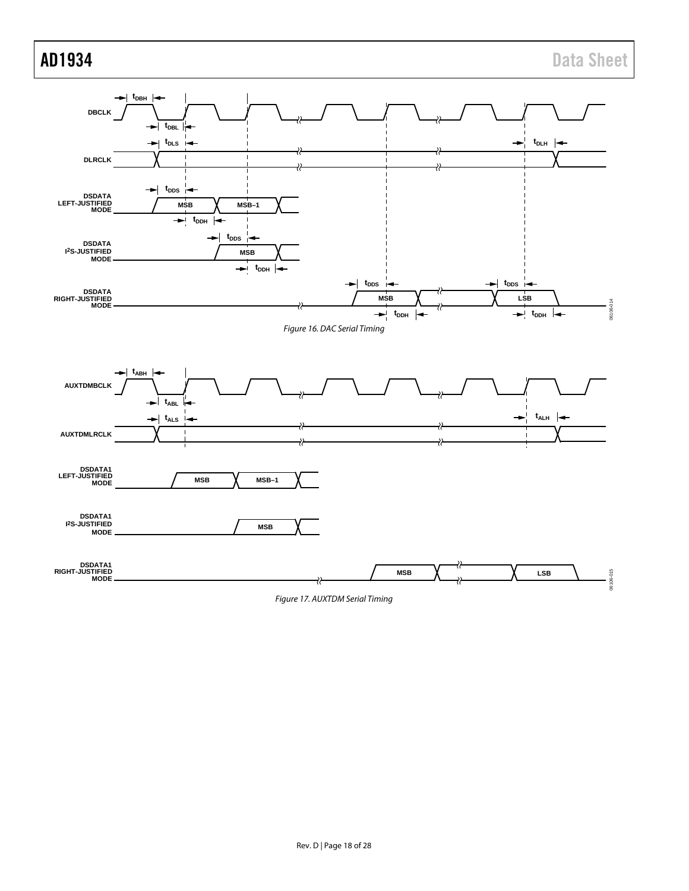Figure 16. DAC Serial Timing

Figure 17. AUXTDM Serial Timing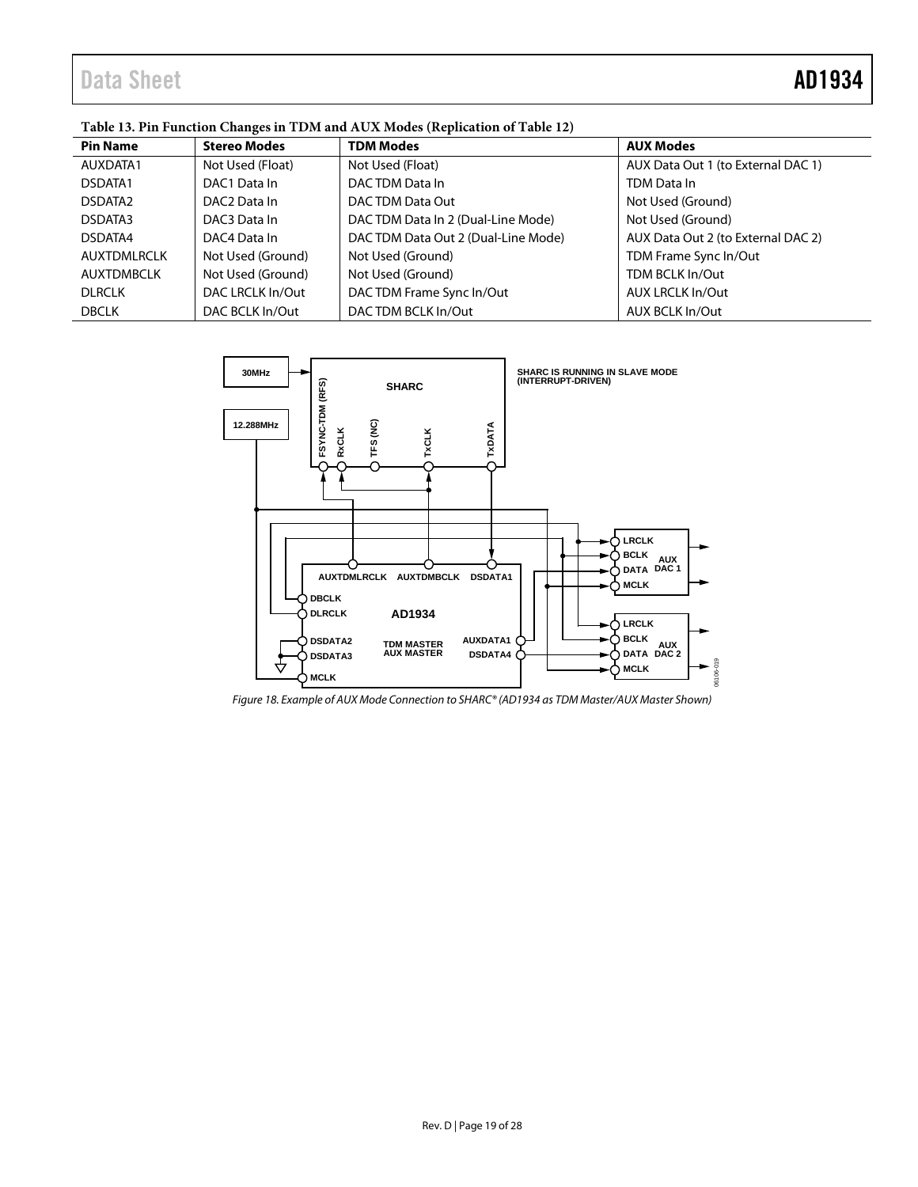Table 13. Pin Function Changes in TDM and AUX Modes (Replication of Table 12)

| Pin Name | Stereo Modes | TDM Modes | AUX Modes |
|---|---|---|---|
| AUXDATA1 | Not Used (Float) | Not Used (Float) | AUX Data Out 1 (to External DAC 1) |
| DSDATA1 | DAC1 Data In | DAC TDM Data In | TDM Data In |
| DSDATA2 | DAC2 Data In | DAC TDM Data Out | Not Used (Ground) |
| DSDATA3 | DAC3 Data In | DAC TDM Data In 2 (Dual-Line Mode) | Not Used (Ground) |
| DSDATA4 | DAC4 Data In | DAC TDM Data Out 2 (Dual-Line Mode) | AUX Data Out 2 (to External DAC 2) |
| AUXTDMLRCLK | Not Used (Ground) | Not Used (Ground) | TDM Frame Sync In/Out |
| AUXTDMBCLK | Not Used (Ground) | Not Used (Ground) | TDM BCLK In/Out |
| DLRCLK | DAC LRCLK In/Out | DAC TDM Frame Sync In/Out | AUX LRCLK In/Out |
| DBCLK | DAC BCLK In/Out | DAC TDM BCLK In/Out | AUX BCLK In/Out |

*Figure 18. Example of AUX Mode Connection to SHARC® (AD1934 as TDM Master/AUX Master Shown)*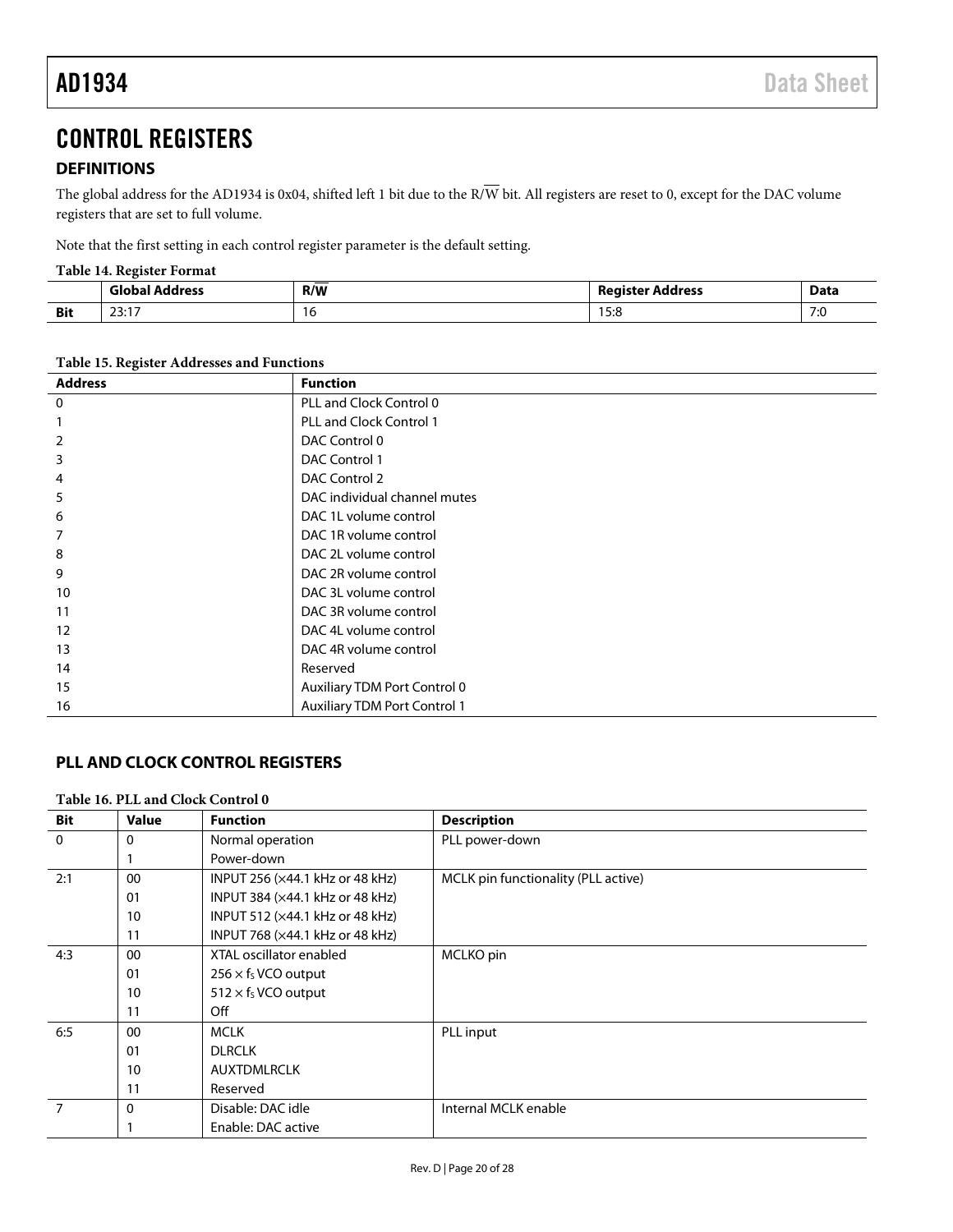# CONTROL REGISTERS

## DEFINITIONS

The global address for the AD1934 is 0x04, shifted left 1 bit due to the R/$\overline{W}$ bit. All registers are reset to 0, except for the DAC volume registers that are set to full volume.

Note that the first setting in each control register parameter is the default setting.

**Table 14. Register Format**

| | Global Address | R/$\overline{W}$ | Register Address | Data |
|---|---|---|---|---|
| **Bit** | 23:17 | 16 | 15:8 | 7:0 |

**Table 15. Register Addresses and Functions**

| Address | Function |
|---|---|
| 0 | PLL and Clock Control 0 |
| 1 | PLL and Clock Control 1 |
| 2 | DAC Control 0 |
| 3 | DAC Control 1 |
| 4 | DAC Control 2 |
| 5 | DAC individual channel mutes |
| 6 | DAC 1L volume control |
| 7 | DAC 1R volume control |
| 8 | DAC 2L volume control |
| 9 | DAC 2R volume control |
| 10 | DAC 3L volume control |
| 11 | DAC 3R volume control |
| 12 | DAC 4L volume control |
| 13 | DAC 4R volume control |
| 14 | Reserved |
| 15 | Auxiliary TDM Port Control 0 |
| 16 | Auxiliary TDM Port Control 1 |

## PLL AND CLOCK CONTROL REGISTERS

**Table 16. PLL and Clock Control 0**

| Bit | Value | Function | Description |
|---|---|---|---|
| 0 | 0 | Normal operation | PLL power-down |
| | 1 | Power-down | |
| 2:1 | 00 | INPUT 256 (×44.1 kHz or 48 kHz) | MCLK pin functionality (PLL active) |
| | 01 | INPUT 384 (×44.1 kHz or 48 kHz) | |
| | 10 | INPUT 512 (×44.1 kHz or 48 kHz) | |
| | 11 | INPUT 768 (×44.1 kHz or 48 kHz) | |
| 4:3 | 00 | XTAL oscillator enabled | MCLKO pin |
| | 01 | $256 \times f_S$ VCO output | |
| | 10 | $512 \times f_S$ VCO output | |
| | 11 | Off | |
| 6:5 | 00 | MCLK | PLL input |
| | 01 | DLRCLK | |
| | 10 | AUXTDMLRCLK | |
| | 11 | Reserved | |
| 7 | 0 | Disable: DAC idle | Internal MCLK enable |
| | 1 | Enable: DAC active | |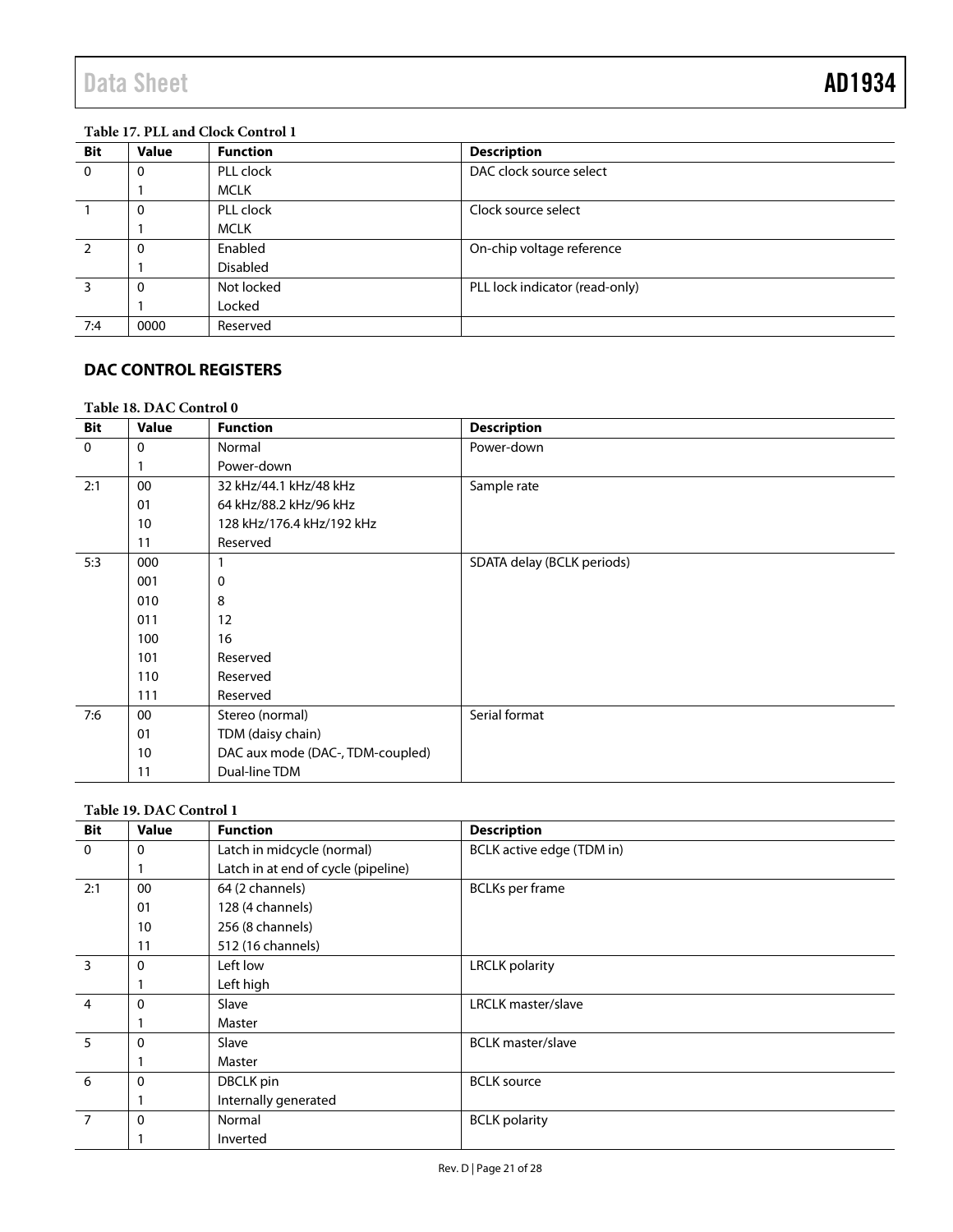**Table 17. PLL and Clock Control 1**

| Bit | Value | Function | Description |
|---|---|---|---|
| 0 | 0 | PLL clock | DAC clock source select |
| | 1 | MCLK | |
| 1 | 0 | PLL clock | Clock source select |
| | 1 | MCLK | |
| 2 | 0 | Enabled | On-chip voltage reference |
| | 1 | Disabled | |
| 3 | 0 | Not locked | PLL lock indicator (read-only) |
| | 1 | Locked | |
| 7:4 | 0000 | Reserved | |

## DAC CONTROL REGISTERS

**Table 18. DAC Control 0**

| Bit | Value | Function | Description |
|---|---|---|---|
| 0 | 0 | Normal | Power-down |
| | 1 | Power-down | |
| 2:1 | 00 | 32 kHz/44.1 kHz/48 kHz | Sample rate |
| | 01 | 64 kHz/88.2 kHz/96 kHz | |
| | 10 | 128 kHz/176.4 kHz/192 kHz | |
| | 11 | Reserved | |
| 5:3 | 000 | 1 | SDATA delay (BCLK periods) |
| | 001 | 0 | |
| | 010 | 8 | |
| | 011 | 12 | |
| | 100 | 16 | |
| | 101 | Reserved | |
| | 110 | Reserved | |
| | 111 | Reserved | |
| 7:6 | 00 | Stereo (normal) | Serial format |
| | 01 | TDM (daisy chain) | |
| | 10 | DAC aux mode (DAC-, TDM-coupled) | |
| | 11 | Dual-line TDM | |

**Table 19. DAC Control 1**

| Bit | Value | Function | Description |
|---|---|---|---|
| 0 | 0 | Latch in midcycle (normal) | BCLK active edge (TDM in) |
| | 1 | Latch in at end of cycle (pipeline) | |
| 2:1 | 00 | 64 (2 channels) | BCLKs per frame |
| | 01 | 128 (4 channels) | |
| | 10 | 256 (8 channels) | |
| | 11 | 512 (16 channels) | |
| 3 | 0 | Left low | LRCLK polarity |
| | 1 | Left high | |
| 4 | 0 | Slave | LRCLK master/slave |
| | 1 | Master | |
| 5 | 0 | Slave | BCLK master/slave |
| | 1 | Master | |
| 6 | 0 | DBCLK pin | BCLK source |
| | 1 | Internally generated | |
| 7 | 0 | Normal | BCLK polarity |
| | 1 | Inverted | |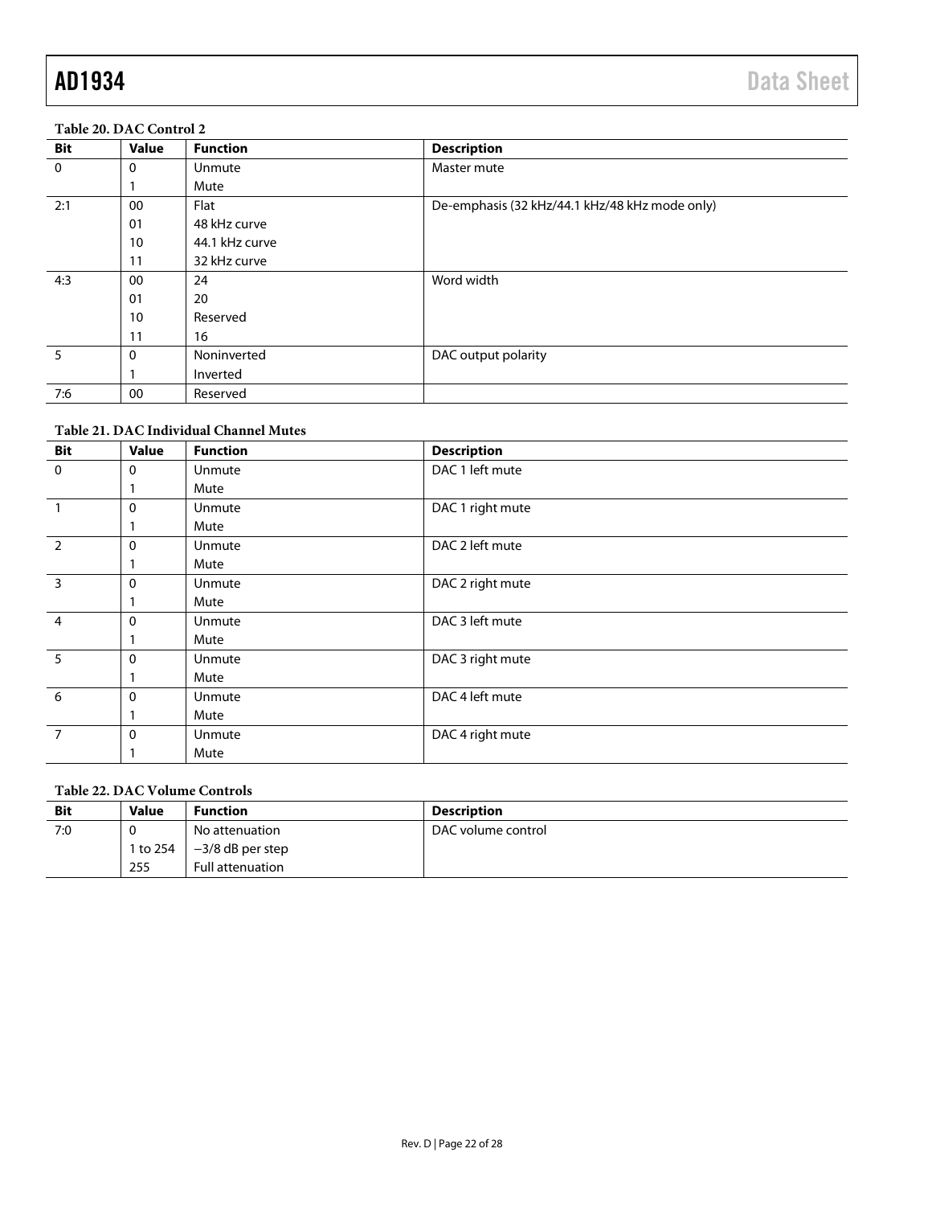**Table 20. DAC Control 2**

| Bit | Value | Function | Description |
|---|---|---|---|
| 0 | 0 | Unmute | Master mute |
| | 1 | Mute | |
| 2:1 | 00 | Flat | De-emphasis (32 kHz/44.1 kHz/48 kHz mode only) |
| | 01 | 48 kHz curve | |
| | 10 | 44.1 kHz curve | |
| | 11 | 32 kHz curve | |
| 4:3 | 00 | 24 | Word width |
| | 01 | 20 | |
| | 10 | Reserved | |
| | 11 | 16 | |
| 5 | 0 | Noninverted | DAC output polarity |
| | 1 | Inverted | |
| 7:6 | 00 | Reserved | |

**Table 21. DAC Individual Channel Mutes**

| Bit | Value | Function | Description |
|---|---|---|---|
| 0 | 0 | Unmute | DAC 1 left mute |
| | 1 | Mute | |
| 1 | 0 | Unmute | DAC 1 right mute |
| | 1 | Mute | |
| 2 | 0 | Unmute | DAC 2 left mute |
| | 1 | Mute | |
| 3 | 0 | Unmute | DAC 2 right mute |
| | 1 | Mute | |
| 4 | 0 | Unmute | DAC 3 left mute |
| | 1 | Mute | |
| 5 | 0 | Unmute | DAC 3 right mute |
| | 1 | Mute | |
| 6 | 0 | Unmute | DAC 4 left mute |
| | 1 | Mute | |
| 7 | 0 | Unmute | DAC 4 right mute |
| | 1 | Mute | |

**Table 22. DAC Volume Controls**

| Bit | Value | Function | Description |
|---|---|---|---|
| 7:0 | 0 | No attenuation | DAC volume control |
| | 1 to 254 | −3/8 dB per step | |
| | 255 | Full attenuation | |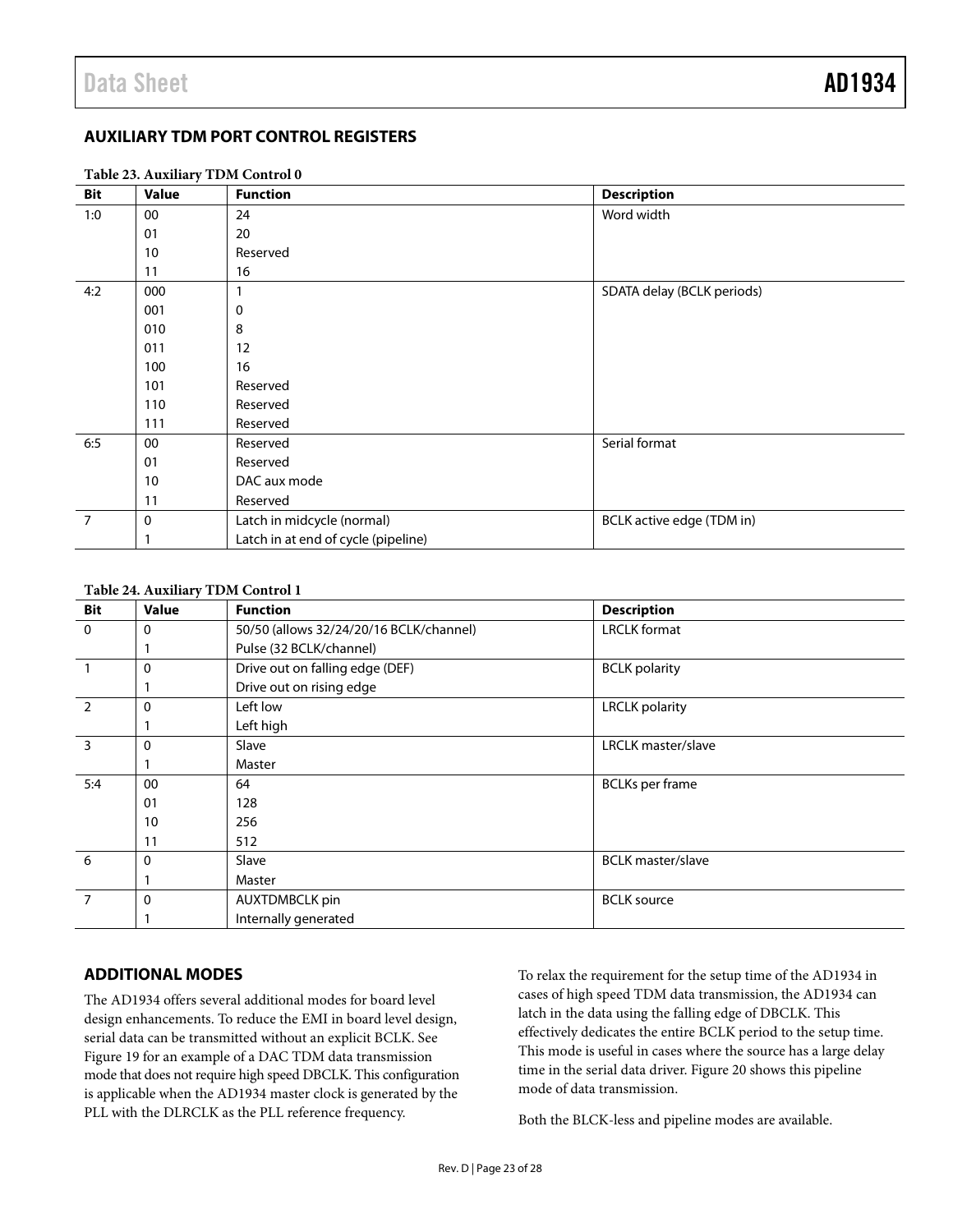## AUXILIARY TDM PORT CONTROL REGISTERS

**Table 23. Auxiliary TDM Control 0**

| Bit | Value | Function | Description |
|---|---|---|---|
| 1:0 | 00 | 24 | Word width |
| | 01 | 20 | |
| | 10 | Reserved | |
| | 11 | 16 | |
| 4:2 | 000 | 1 | SDATA delay (BCLK periods) |
| | 001 | 0 | |
| | 010 | 8 | |
| | 011 | 12 | |
| | 100 | 16 | |
| | 101 | Reserved | |
| | 110 | Reserved | |
| | 111 | Reserved | |
| 6:5 | 00 | Reserved | Serial format |
| | 01 | Reserved | |
| | 10 | DAC aux mode | |
| | 11 | Reserved | |
| 7 | 0 | Latch in midcycle (normal) | BCLK active edge (TDM in) |
| | 1 | Latch in at end of cycle (pipeline) | |

**Table 24. Auxiliary TDM Control 1**

| Bit | Value | Function | Description |
|---|---|---|---|
| 0 | 0 | 50/50 (allows 32/24/20/16 BCLK/channel) | LRCLK format |
| | 1 | Pulse (32 BCLK/channel) | |
| 1 | 0 | Drive out on falling edge (DEF) | BCLK polarity |
| | 1 | Drive out on rising edge | |
| 2 | 0 | Left low | LRCLK polarity |
| | 1 | Left high | |
| 3 | 0 | Slave | LRCLK master/slave |
| | 1 | Master | |
| 5:4 | 00 | 64 | BCLKs per frame |
| | 01 | 128 | |
| | 10 | 256 | |
| | 11 | 512 | |
| 6 | 0 | Slave | BCLK master/slave |
| | 1 | Master | |
| 7 | 0 | AUXTDMBCLK pin | BCLK source |
| | 1 | Internally generated | |

## ADDITIONAL MODES

The AD1934 offers several additional modes for board level design enhancements. To reduce the EMI in board level design, serial data can be transmitted without an explicit BCLK. See Figure 19 for an example of a DAC TDM data transmission mode that does not require high speed DBCLK. This configuration is applicable when the AD1934 master clock is generated by the PLL with the DLRCLK as the PLL reference frequency.

To relax the requirement for the setup time of the AD1934 in cases of high speed TDM data transmission, the AD1934 can latch in the data using the falling edge of DBCLK. This effectively dedicates the entire BCLK period to the setup time. This mode is useful in cases where the source has a large delay time in the serial data driver. Figure 20 shows this pipeline mode of data transmission.

Both the BLCK-less and pipeline modes are available.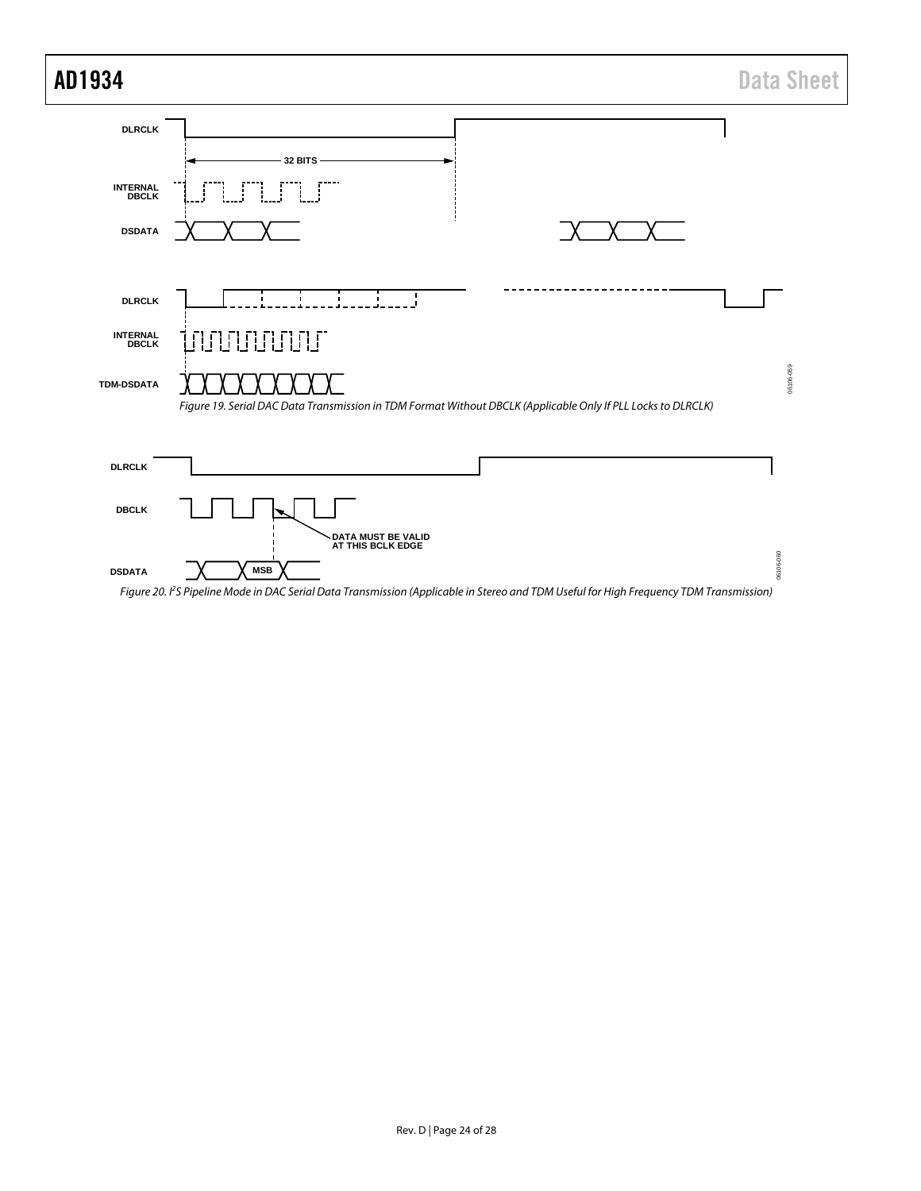Figure 19. Serial DAC Data Transmission in TDM Format Without DBCLK (Applicable Only If PLL Locks to DLRCLK)

Figure 20. I²S Pipeline Mode in DAC Serial Data Transmission (Applicable in Stereo and TDM Useful for High Frequency TDM Transmission)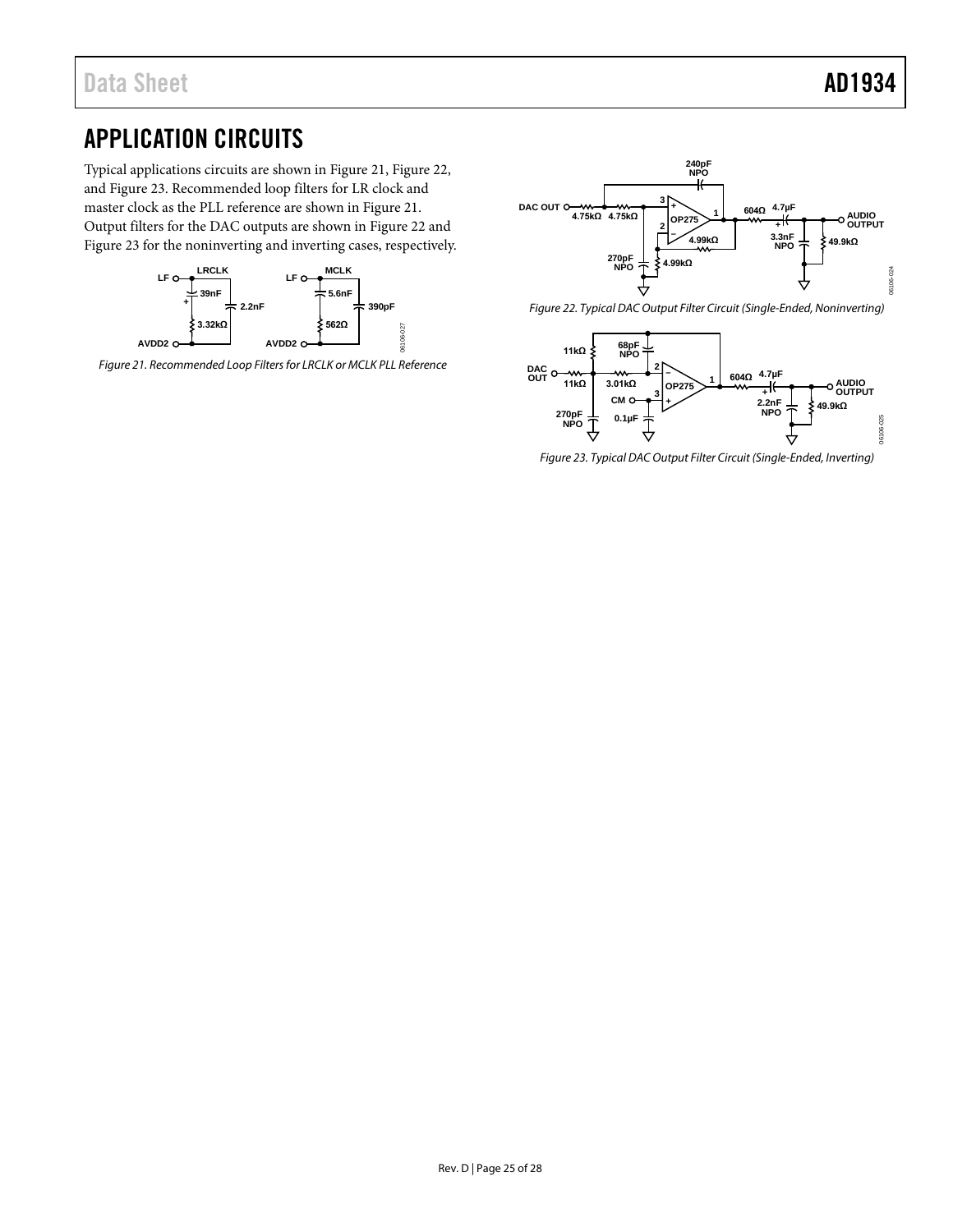# APPLICATION CIRCUITS

Typical applications circuits are shown in Figure 21, Figure 22, and Figure 23. Recommended loop filters for LR clock and master clock as the PLL reference are shown in Figure 21. Output filters for the DAC outputs are shown in Figure 22 and Figure 23 for the noninverting and inverting cases, respectively.

*Figure 21. Recommended Loop Filters for LRCLK or MCLK PLL Reference*

*Figure 22. Typical DAC Output Filter Circuit (Single-Ended, Noninverting)*

*Figure 23. Typical DAC Output Filter Circuit (Single-Ended, Inverting)*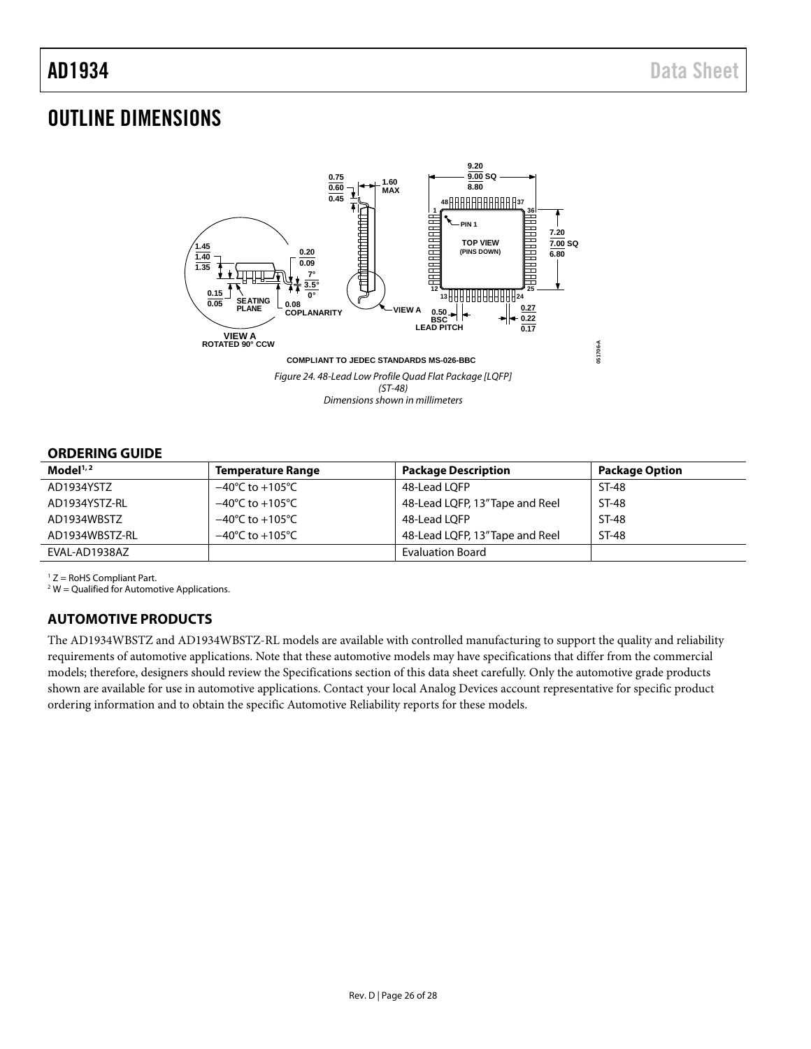# OUTLINE DIMENSIONS

COMPLIANT TO JEDEC STANDARDS MS-026-BBC

*Figure 24. 48-Lead Low Profile Quad Flat Package [LQFP] (ST-48)*
*Dimensions shown in millimeters*

## ORDERING GUIDE

| Model[1, 2] | Temperature Range | Package Description | Package Option |
|---|---|---|---|
| AD1934YSTZ | −40°C to +105°C | 48-Lead LQFP | ST-48 |
| AD1934YSTZ-RL | −40°C to +105°C | 48-Lead LQFP, 13" Tape and Reel | ST-48 |
| AD1934WBSTZ | −40°C to +105°C | 48-Lead LQFP | ST-48 |
| AD1934WBSTZ-RL | −40°C to +105°C | 48-Lead LQFP, 13" Tape and Reel | ST-48 |
| EVAL-AD1938AZ | | Evaluation Board | |

[1] Z = RoHS Compliant Part.
[2] W = Qualified for Automotive Applications.

## AUTOMOTIVE PRODUCTS

The AD1934WBSTZ and AD1934WBSTZ-RL models are available with controlled manufacturing to support the quality and reliability requirements of automotive applications. Note that these automotive models may have specifications that differ from the commercial models; therefore, designers should review the Specifications section of this data sheet carefully. Only the automotive grade products shown are available for use in automotive applications. Contact your local Analog Devices account representative for specific product ordering information and to obtain the specific Automotive Reliability reports for these models.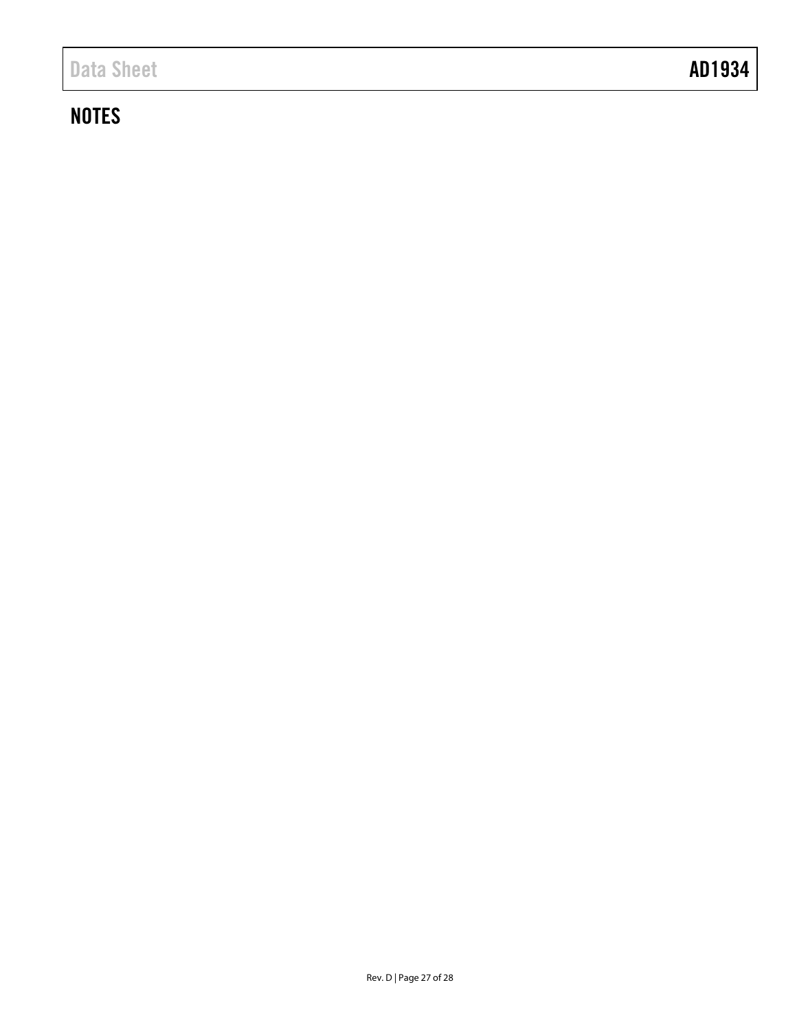## NOTES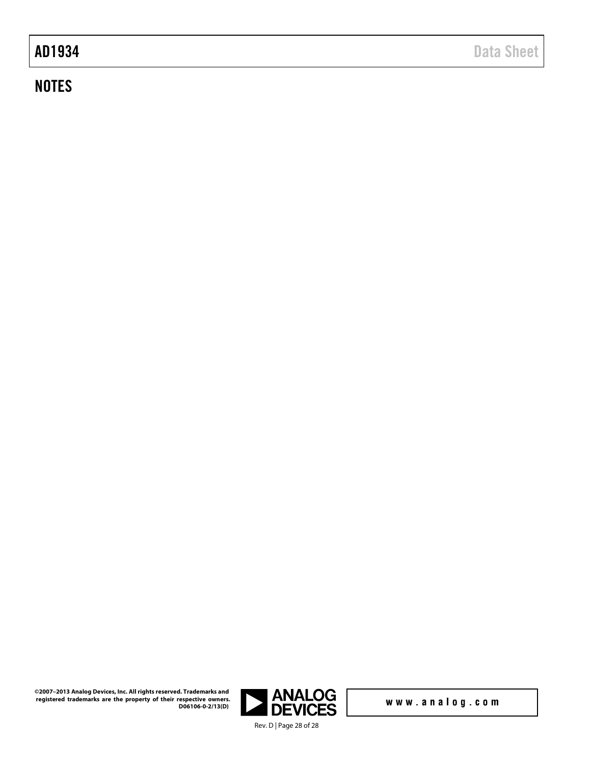## NOTES

©2007–2013 Analog Devices, Inc. All rights reserved. Trademarks and registered trademarks are the property of their respective owners.
D06106-0-2/13(D)

www.analog.com